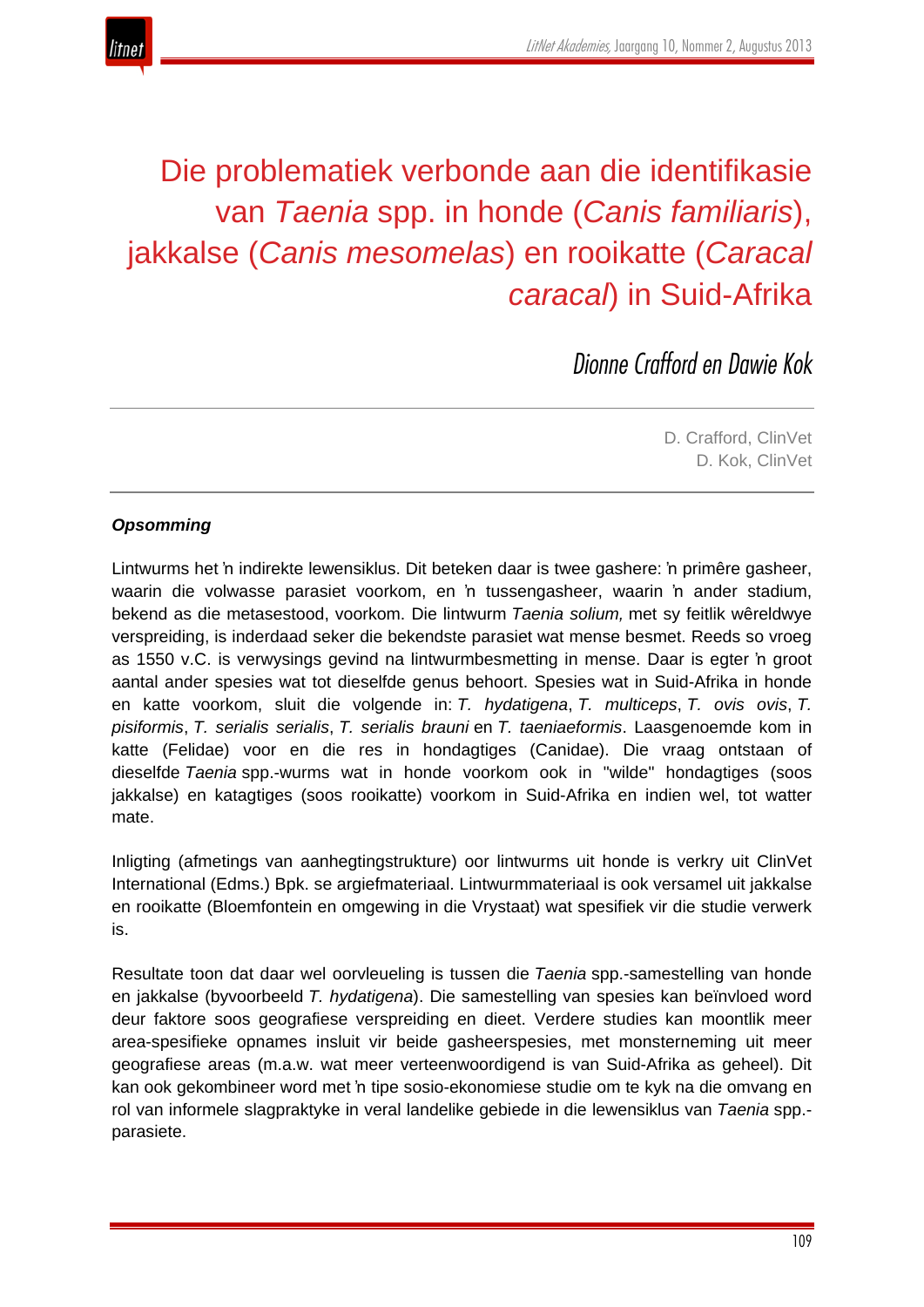# Die problematiek verbonde aan die identifikasie van *Taenia* spp. in honde (*Canis familiaris*), jakkalse (*Canis mesomelas*) en rooikatte (*Caracal caracal*) in Suid-Afrika

*Dionne Crafford en Dawie Kok*

D. Crafford, ClinVet
D. Kok, ClinVet

***Opsomming***

Lintwurms het ŉ indirekte lewensiklus. Dit beteken daar is twee gashere: ŉ primêre gasheer, waarin die volwasse parasiet voorkom, en ŉ tussengasheer, waarin ŉ ander stadium, bekend as die metasestood, voorkom. Die lintwurm *Taenia solium,* met sy feitlik wêreldwye verspreiding, is inderdaad seker die bekendste parasiet wat mense besmet. Reeds so vroeg as 1550 v.C. is verwysings gevind na lintwurmbesmetting in mense. Daar is egter ŉ groot aantal ander spesies wat tot dieselfde genus behoort. Spesies wat in Suid-Afrika in honde en katte voorkom, sluit die volgende in: *T. hydatigena*, *T. multiceps*, *T. ovis ovis*, *T. pisiformis*, *T. serialis serialis*, *T. serialis brauni* en *T. taeniaeformis*. Laasgenoemde kom in katte (Felidae) voor en die res in hondagtiges (Canidae). Die vraag ontstaan of dieselfde *Taenia* spp.-wurms wat in honde voorkom ook in "wilde" hondagtiges (soos jakkalse) en katagtiges (soos rooikatte) voorkom in Suid-Afrika en indien wel, tot watter mate.

Inligting (afmetings van aanhegtingstrukture) oor lintwurms uit honde is verkry uit ClinVet International (Edms.) Bpk. se argiefmateriaal. Lintwurmmateriaal is ook versamel uit jakkalse en rooikatte (Bloemfontein en omgewing in die Vrystaat) wat spesifiek vir die studie verwerk is.

Resultate toon dat daar wel oorvleueling is tussen die *Taenia* spp.-samestelling van honde en jakkalse (byvoorbeeld *T. hydatigena*). Die samestelling van spesies kan beïnvloed word deur faktore soos geografiese verspreiding en dieet. Verdere studies kan moontlik meer area-spesifieke opnames insluit vir beide gasheerspesies, met monsterneming uit meer geografiese areas (m.a.w. wat meer verteenwoordigend is van Suid-Afrika as geheel). Dit kan ook gekombineer word met ŉ tipe sosio-ekonomiese studie om te kyk na die omvang en rol van informele slagpraktyke in veral landelike gebiede in die lewensiklus van *Taenia* spp.-parasiete.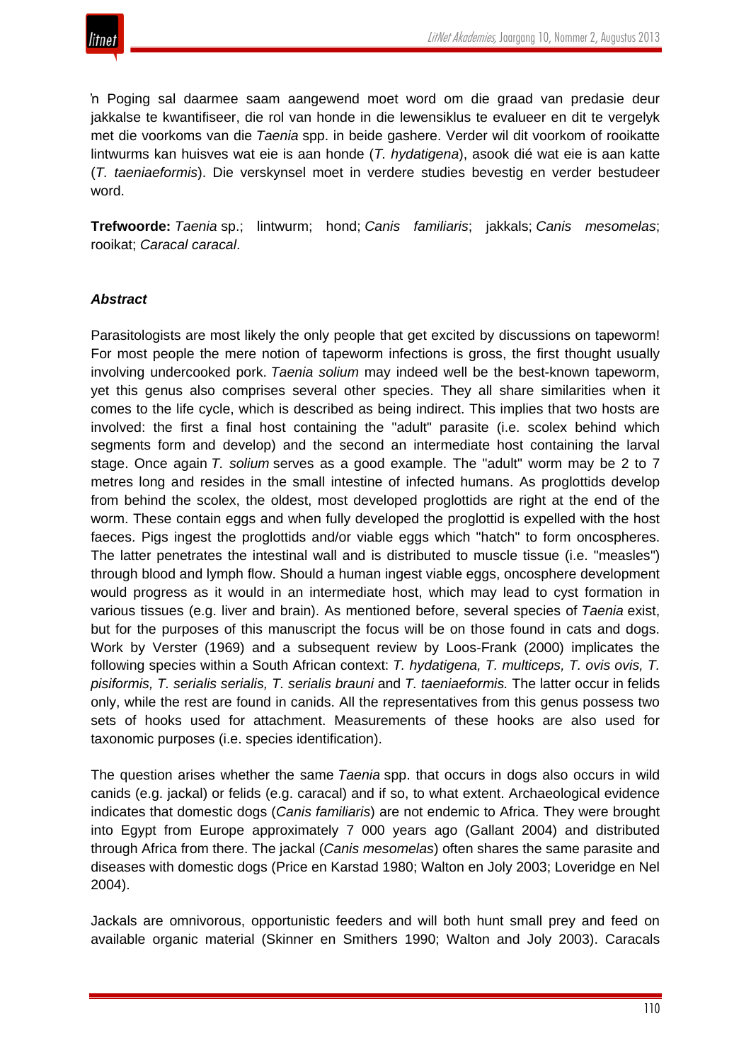'n Poging sal daarmee saam aangewend moet word om die graad van predasie deur jakkalse te kwantifiseer, die rol van honde in die lewensiklus te evalueer en dit te vergelyk met die voorkoms van die *Taenia* spp. in beide gashere. Verder wil dit voorkom of rooikatte lintwurms kan huisves wat eie is aan honde (*T. hydatigena*), asook dié wat eie is aan katte (*T. taeniaeformis*). Die verskynsel moet in verdere studies bevestig en verder bestudeer word.

**Trefwoorde:** *Taenia* sp.; lintwurm; hond; *Canis familiaris*; jakkals; *Canis mesomelas*; rooikat; *Caracal caracal*.

### *Abstract*

Parasitologists are most likely the only people that get excited by discussions on tapeworm! For most people the mere notion of tapeworm infections is gross, the first thought usually involving undercooked pork. *Taenia solium* may indeed well be the best-known tapeworm, yet this genus also comprises several other species. They all share similarities when it comes to the life cycle, which is described as being indirect. This implies that two hosts are involved: the first a final host containing the "adult" parasite (i.e. scolex behind which segments form and develop) and the second an intermediate host containing the larval stage. Once again *T. solium* serves as a good example. The "adult" worm may be 2 to 7 metres long and resides in the small intestine of infected humans. As proglottids develop from behind the scolex, the oldest, most developed proglottids are right at the end of the worm. These contain eggs and when fully developed the proglottid is expelled with the host faeces. Pigs ingest the proglottids and/or viable eggs which "hatch" to form oncospheres. The latter penetrates the intestinal wall and is distributed to muscle tissue (i.e. "measles") through blood and lymph flow. Should a human ingest viable eggs, oncosphere development would progress as it would in an intermediate host, which may lead to cyst formation in various tissues (e.g. liver and brain). As mentioned before, several species of *Taenia* exist, but for the purposes of this manuscript the focus will be on those found in cats and dogs. Work by Verster (1969) and a subsequent review by Loos-Frank (2000) implicates the following species within a South African context: *T. hydatigena, T. multiceps, T. ovis ovis, T. pisiformis, T. serialis serialis, T. serialis brauni* and *T. taeniaeformis.* The latter occur in felids only, while the rest are found in canids. All the representatives from this genus possess two sets of hooks used for attachment. Measurements of these hooks are also used for taxonomic purposes (i.e. species identification).

The question arises whether the same *Taenia* spp. that occurs in dogs also occurs in wild canids (e.g. jackal) or felids (e.g. caracal) and if so, to what extent. Archaeological evidence indicates that domestic dogs (*Canis familiaris*) are not endemic to Africa. They were brought into Egypt from Europe approximately 7 000 years ago (Gallant 2004) and distributed through Africa from there. The jackal (*Canis mesomelas*) often shares the same parasite and diseases with domestic dogs (Price en Karstad 1980; Walton en Joly 2003; Loveridge en Nel 2004).

Jackals are omnivorous, opportunistic feeders and will both hunt small prey and feed on available organic material (Skinner en Smithers 1990; Walton and Joly 2003). Caracals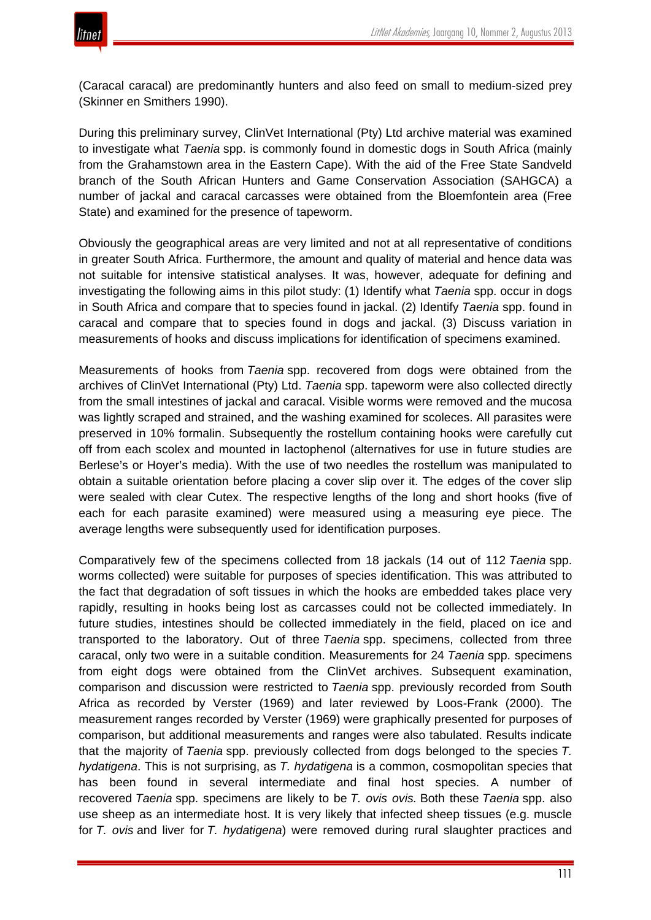(Caracal caracal) are predominantly hunters and also feed on small to medium-sized prey (Skinner en Smithers 1990).

During this preliminary survey, ClinVet International (Pty) Ltd archive material was examined to investigate what *Taenia* spp. is commonly found in domestic dogs in South Africa (mainly from the Grahamstown area in the Eastern Cape). With the aid of the Free State Sandveld branch of the South African Hunters and Game Conservation Association (SAHGCA) a number of jackal and caracal carcasses were obtained from the Bloemfontein area (Free State) and examined for the presence of tapeworm.

Obviously the geographical areas are very limited and not at all representative of conditions in greater South Africa. Furthermore, the amount and quality of material and hence data was not suitable for intensive statistical analyses. It was, however, adequate for defining and investigating the following aims in this pilot study: (1) Identify what *Taenia* spp. occur in dogs in South Africa and compare that to species found in jackal. (2) Identify *Taenia* spp. found in caracal and compare that to species found in dogs and jackal. (3) Discuss variation in measurements of hooks and discuss implications for identification of specimens examined.

Measurements of hooks from *Taenia* spp. recovered from dogs were obtained from the archives of ClinVet International (Pty) Ltd. *Taenia* spp. tapeworm were also collected directly from the small intestines of jackal and caracal. Visible worms were removed and the mucosa was lightly scraped and strained, and the washing examined for scoleces. All parasites were preserved in 10% formalin. Subsequently the rostellum containing hooks were carefully cut off from each scolex and mounted in lactophenol (alternatives for use in future studies are Berlese's or Hoyer's media). With the use of two needles the rostellum was manipulated to obtain a suitable orientation before placing a cover slip over it. The edges of the cover slip were sealed with clear Cutex. The respective lengths of the long and short hooks (five of each for each parasite examined) were measured using a measuring eye piece. The average lengths were subsequently used for identification purposes.

Comparatively few of the specimens collected from 18 jackals (14 out of 112 *Taenia* spp. worms collected) were suitable for purposes of species identification. This was attributed to the fact that degradation of soft tissues in which the hooks are embedded takes place very rapidly, resulting in hooks being lost as carcasses could not be collected immediately. In future studies, intestines should be collected immediately in the field, placed on ice and transported to the laboratory. Out of three *Taenia* spp. specimens, collected from three caracal, only two were in a suitable condition. Measurements for 24 *Taenia* spp. specimens from eight dogs were obtained from the ClinVet archives. Subsequent examination, comparison and discussion were restricted to *Taenia* spp. previously recorded from South Africa as recorded by Verster (1969) and later reviewed by Loos-Frank (2000). The measurement ranges recorded by Verster (1969) were graphically presented for purposes of comparison, but additional measurements and ranges were also tabulated. Results indicate that the majority of *Taenia* spp. previously collected from dogs belonged to the species *T. hydatigena*. This is not surprising, as *T. hydatigena* is a common, cosmopolitan species that has been found in several intermediate and final host species. A number of recovered *Taenia* spp. specimens are likely to be *T. ovis ovis.* Both these *Taenia* spp. also use sheep as an intermediate host. It is very likely that infected sheep tissues (e.g. muscle for *T. ovis* and liver for *T. hydatigena*) were removed during rural slaughter practices and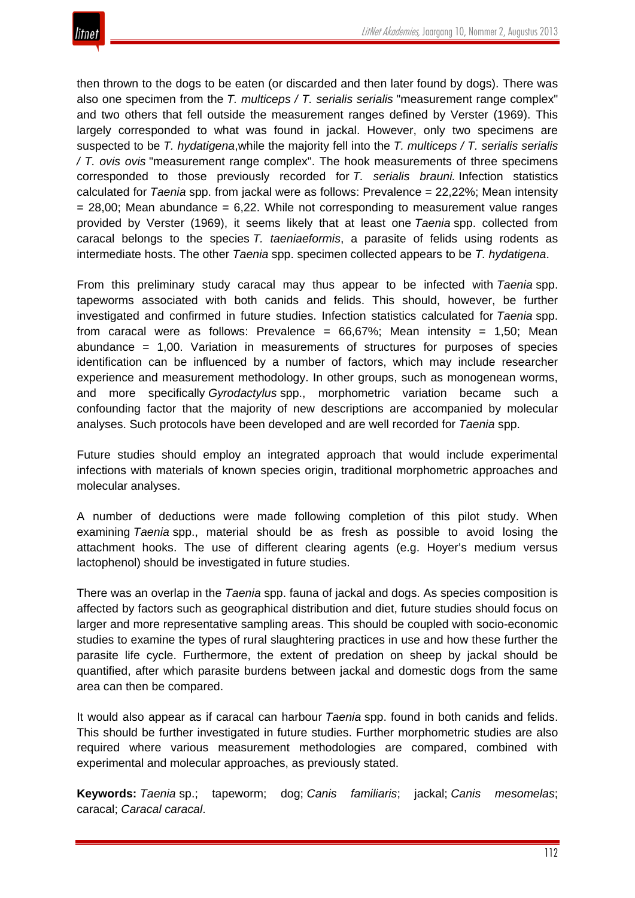then thrown to the dogs to be eaten (or discarded and then later found by dogs). There was also one specimen from the *T. multiceps / T. serialis serialis* "measurement range complex" and two others that fell outside the measurement ranges defined by Verster (1969). This largely corresponded to what was found in jackal. However, only two specimens are suspected to be *T. hydatigena*,while the majority fell into the *T. multiceps / T. serialis serialis / T. ovis ovis* "measurement range complex". The hook measurements of three specimens corresponded to those previously recorded for *T. serialis brauni.* Infection statistics calculated for *Taenia* spp. from jackal were as follows: Prevalence = 22,22%; Mean intensity = 28,00; Mean abundance = 6,22. While not corresponding to measurement value ranges provided by Verster (1969), it seems likely that at least one *Taenia* spp. collected from caracal belongs to the species *T. taeniaeformis*, a parasite of felids using rodents as intermediate hosts. The other *Taenia* spp. specimen collected appears to be *T. hydatigena*.

From this preliminary study caracal may thus appear to be infected with *Taenia* spp. tapeworms associated with both canids and felids. This should, however, be further investigated and confirmed in future studies. Infection statistics calculated for *Taenia* spp. from caracal were as follows: Prevalence = 66,67%; Mean intensity = 1,50; Mean abundance = 1,00. Variation in measurements of structures for purposes of species identification can be influenced by a number of factors, which may include researcher experience and measurement methodology. In other groups, such as monogenean worms, and more specifically *Gyrodactylus* spp., morphometric variation became such a confounding factor that the majority of new descriptions are accompanied by molecular analyses. Such protocols have been developed and are well recorded for *Taenia* spp.

Future studies should employ an integrated approach that would include experimental infections with materials of known species origin, traditional morphometric approaches and molecular analyses.

A number of deductions were made following completion of this pilot study. When examining *Taenia* spp., material should be as fresh as possible to avoid losing the attachment hooks. The use of different clearing agents (e.g. Hoyer's medium versus lactophenol) should be investigated in future studies.

There was an overlap in the *Taenia* spp. fauna of jackal and dogs. As species composition is affected by factors such as geographical distribution and diet, future studies should focus on larger and more representative sampling areas. This should be coupled with socio-economic studies to examine the types of rural slaughtering practices in use and how these further the parasite life cycle. Furthermore, the extent of predation on sheep by jackal should be quantified, after which parasite burdens between jackal and domestic dogs from the same area can then be compared.

It would also appear as if caracal can harbour *Taenia* spp. found in both canids and felids. This should be further investigated in future studies. Further morphometric studies are also required where various measurement methodologies are compared, combined with experimental and molecular approaches, as previously stated.

**Keywords:** *Taenia* sp.; tapeworm; dog; *Canis familiaris*; jackal; *Canis mesomelas*; caracal; *Caracal caracal*.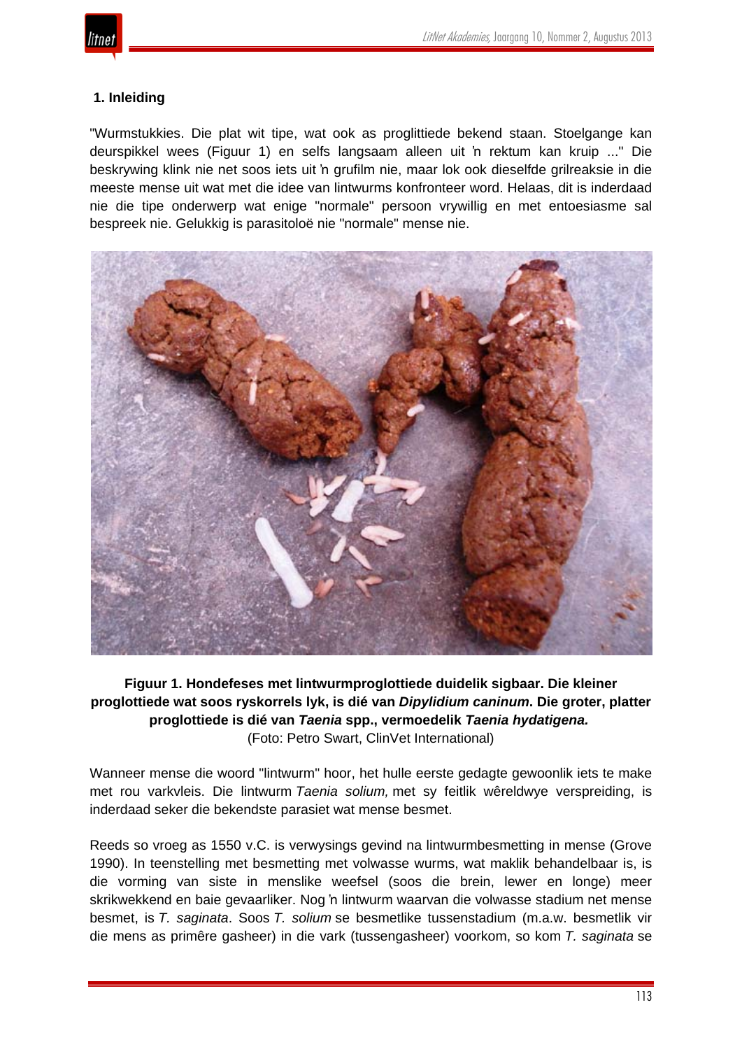## 1. Inleiding

"Wurmstukkies. Die plat wit tipe, wat ook as proglittiede bekend staan. Stoelgange kan deurspikkel wees (Figuur 1) en selfs langsaam alleen uit ŉ rektum kan kruip ..." Die beskrywing klink nie net soos iets uit ŉ grufilm nie, maar lok ook dieselfde grilreaksie in die meeste mense uit wat met die idee van lintwurms konfronteer word. Helaas, dit is inderdaad nie die tipe onderwerp wat enige "normale" persoon vrywillig en met entoesiasme sal bespreek nie. Gelukkig is parasitoloë nie "normale" mense nie.

**Figuur 1. Hondefeses met lintwurmproglottiede duidelik sigbaar. Die kleiner proglottiede wat soos ryskorrels lyk, is dié van *Dipylidium caninum*. Die groter, platter proglottiede is dié van *Taenia* spp., vermoedelik *Taenia hydatigena.***
(Foto: Petro Swart, ClinVet International)

Wanneer mense die woord "lintwurm" hoor, het hulle eerste gedagte gewoonlik iets te make met rou varkvleis. Die lintwurm *Taenia solium,* met sy feitlik wêreldwye verspreiding, is inderdaad seker die bekendste parasiet wat mense besmet.

Reeds so vroeg as 1550 v.C. is verwysings gevind na lintwurmbesmetting in mense (Grove 1990). In teenstelling met besmetting met volwasse wurms, wat maklik behandelbaar is, is die vorming van siste in menslike weefsel (soos die brein, lewer en longe) meer skrikwekkend en baie gevaarliker. Nog ŉ lintwurm waarvan die volwasse stadium net mense besmet, is *T. saginata*. Soos *T. solium* se besmetlike tussenstadium (m.a.w. besmetlik vir die mens as primêre gasheer) in die vark (tussengasheer) voorkom, so kom *T. saginata* se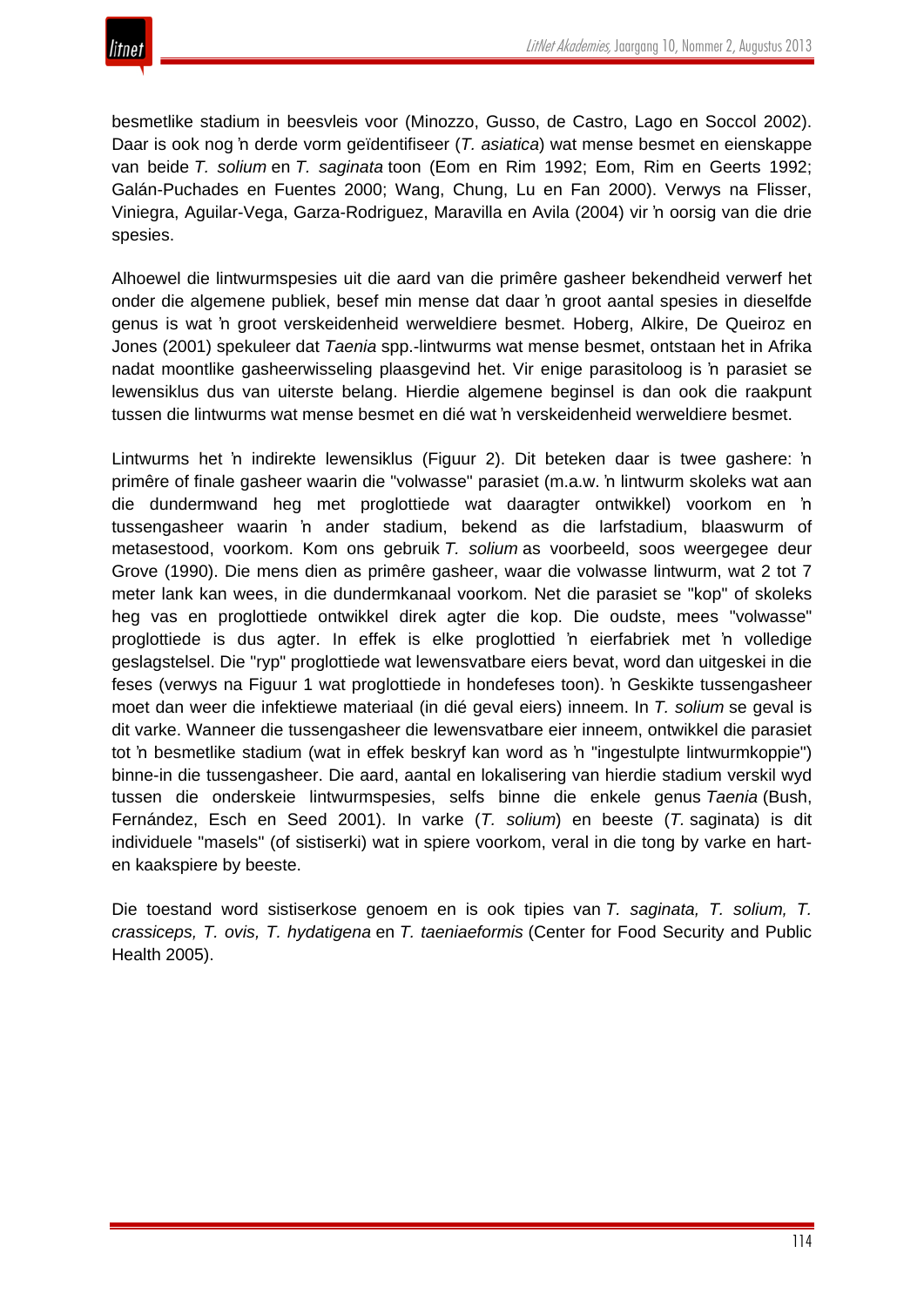besmetlike stadium in beesvleis voor (Minozzo, Gusso, de Castro, Lago en Soccol 2002). Daar is ook nog ŉ derde vorm geïdentifiseer (*T. asiatica*) wat mense besmet en eienskappe van beide *T. solium* en *T. saginata* toon (Eom en Rim 1992; Eom, Rim en Geerts 1992; Galán-Puchades en Fuentes 2000; Wang, Chung, Lu en Fan 2000). Verwys na Flisser, Viniegra, Aguilar-Vega, Garza-Rodriguez, Maravilla en Avila (2004) vir ŉ oorsig van die drie spesies.

Alhoewel die lintwurmspesies uit die aard van die primêre gasheer bekendheid verwerf het onder die algemene publiek, besef min mense dat daar ŉ groot aantal spesies in dieselfde genus is wat ŉ groot verskeidenheid werweldiere besmet. Hoberg, Alkire, De Queiroz en Jones (2001) spekuleer dat *Taenia* spp.-lintwurms wat mense besmet, ontstaan het in Afrika nadat moontlike gasheerwisseling plaasgevind het. Vir enige parasitoloog is ŉ parasiet se lewensiklus dus van uiterste belang. Hierdie algemene beginsel is dan ook die raakpunt tussen die lintwurms wat mense besmet en dié wat ŉ verskeidenheid werweldiere besmet.

Lintwurms het ŉ indirekte lewensiklus (Figuur 2). Dit beteken daar is twee gashere: ŉ primêre of finale gasheer waarin die "volwasse" parasiet (m.a.w. ŉ lintwurm skoleks wat aan die dundermwand heg met proglottiede wat daaragter ontwikkel) voorkom en ŉ tussengasheer waarin ŉ ander stadium, bekend as die larfstadium, blaaswurm of metasestood, voorkom. Kom ons gebruik *T. solium* as voorbeeld, soos weergegee deur Grove (1990). Die mens dien as primêre gasheer, waar die volwasse lintwurm, wat 2 tot 7 meter lank kan wees, in die dundermkanaal voorkom. Net die parasiet se "kop" of skoleks heg vas en proglottiede ontwikkel direk agter die kop. Die oudste, mees "volwasse" proglottiede is dus agter. In effek is elke proglottied ŉ eierfabriek met ŉ volledige geslagstelsel. Die "ryp" proglottiede wat lewensvatbare eiers bevat, word dan uitgeskei in die feses (verwys na Figuur 1 wat proglottiede in hondefeses toon). ŉ Geskikte tussengasheer moet dan weer die infektiewe materiaal (in dié geval eiers) inneem. In *T. solium* se geval is dit varke. Wanneer die tussengasheer die lewensvatbare eier inneem, ontwikkel die parasiet tot ŉ besmetlike stadium (wat in effek beskryf kan word as ŉ "ingestulpte lintwurmkoppie") binne-in die tussengasheer. Die aard, aantal en lokalisering van hierdie stadium verskil wyd tussen die onderskeie lintwurmspesies, selfs binne die enkele genus *Taenia* (Bush, Fernández, Esch en Seed 2001). In varke (*T. solium*) en beeste (*T.* saginata) is dit individuele "masels" (of sistiserki) wat in spiere voorkom, veral in die tong by varke en hart- en kaakspiere by beeste.

Die toestand word sistiserkose genoem en is ook tipies van *T. saginata, T. solium, T. crassiceps, T. ovis, T. hydatigena* en *T. taeniaeformis* (Center for Food Security and Public Health 2005).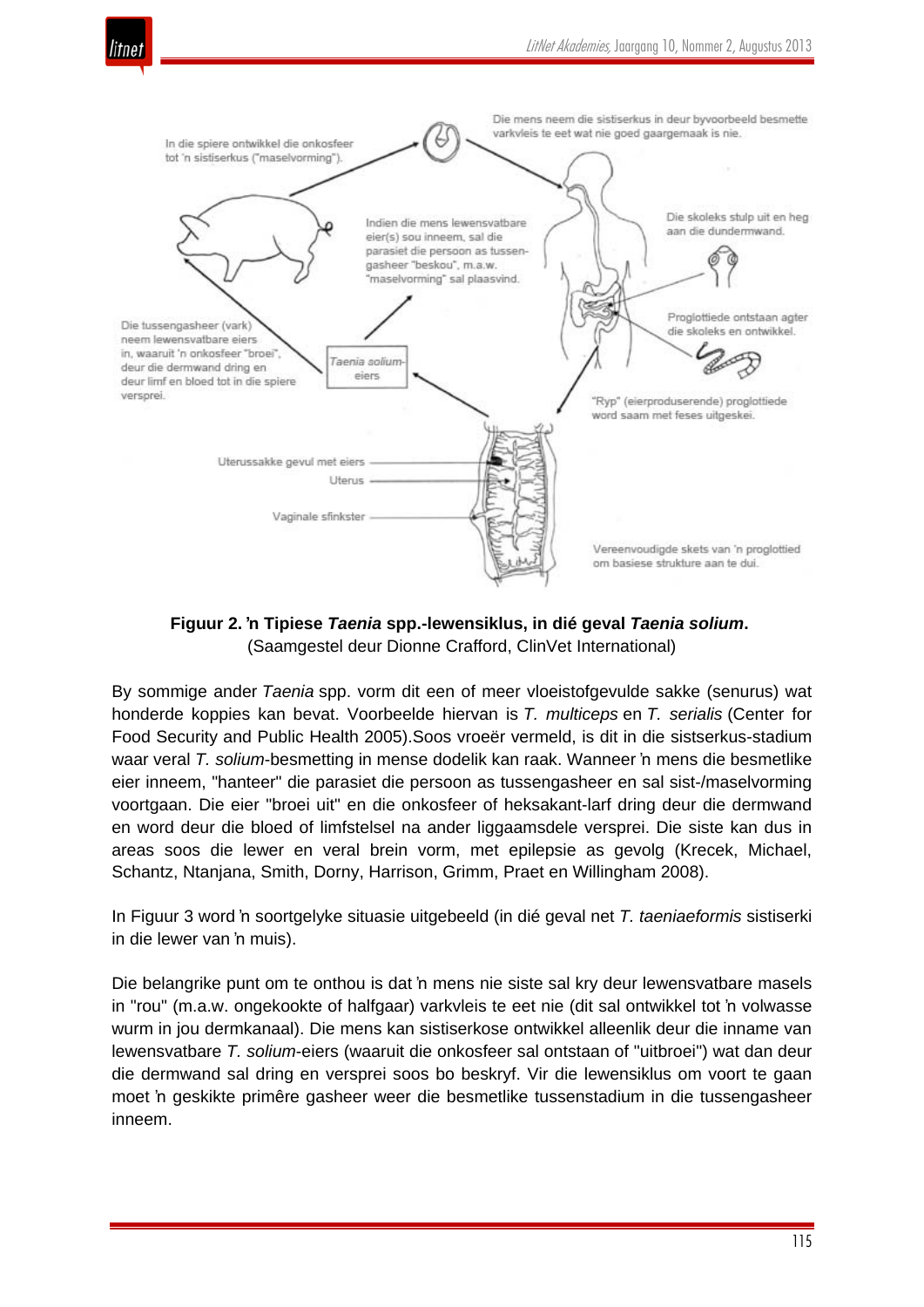Die mens neem die sistiserkus in deur byvoorbeeld besmette varkvleis te eet wat nie goed gaargemaak is nie.

In die spiere ontwikkel die onkosfeer tot 'n sistiserkus ("maselvorming").

Die skoleks stulp uit en heg aan die dunderm­wand.

Indien die mens lewensvatbare eier(s) sou inneem, sal die parasiet die persoon as tussen­gasheer "beskou", m.a.w. "maselvorming" sal plaasvind.

Proglottiede ontstaan agter die skoleks en ontwikkel.

Die tussengasheer (vark) neem lewensvatbare eiers in, waaruit 'n onkosfeer "broei", deur die dermwand dring en deur limf en bloed tot in die spiere versprei.

*Taenia solium*-eiers

"Ryp" (eierproduserende) proglottiede word saam met feses uitgeskei.

Uterussakke gevul met eiers

Uterus

Vaginale sfinkster

Vereenvoudigde skets van 'n proglottied om basiese strukture aan te dui.

**Figuur 2. ’n Tipiese *Taenia* spp.-lewensiklus, in dié geval *Taenia solium*.**
(Saamgestel deur Dionne Crafford, ClinVet International)

By sommige ander *Taenia* spp. vorm dit een of meer vloeistofgevulde sakke (senurus) wat honderde koppies kan bevat. Voorbeelde hiervan is *T. multiceps* en *T. serialis* (Center for Food Security and Public Health 2005).Soos vroeër vermeld, is dit in die sistserkus-stadium waar veral *T. solium*-besmetting in mense dodelik kan raak. Wanneer ’n mens die besmetlike eier inneem, "hanteer" die parasiet die persoon as tussengasheer en sal sist-/maselvorming voortgaan. Die eier "broei uit" en die onkosfeer of heksakant-larf dring deur die dermwand en word deur die bloed of limfstelsel na ander liggaamsdele versprei. Die siste kan dus in areas soos die lewer en veral brein vorm, met epilepsie as gevolg (Krecek, Michael, Schantz, Ntanjana, Smith, Dorny, Harrison, Grimm, Praet en Willingham 2008).

In Figuur 3 word ’n soortgelyke situasie uitgebeeld (in dié geval net *T. taeniaeformis* sistiserki in die lewer van ’n muis).

Die belangrike punt om te onthou is dat ’n mens nie siste sal kry deur lewensvatbare masels in "rou" (m.a.w. ongekookte of halfgaar) varkvleis te eet nie (dit sal ontwikkel tot ’n volwasse wurm in jou dermkanaal). Die mens kan sistiserkose ontwikkel alleenlik deur die inname van lewensvatbare *T. solium*-eiers (waaruit die onkosfeer sal ontstaan of "uitbroei") wat dan deur die dermwand sal dring en versprei soos bo beskryf. Vir die lewensiklus om voort te gaan moet ’n geskikte primêre gasheer weer die besmetlike tussenstadium in die tussengasheer inneem.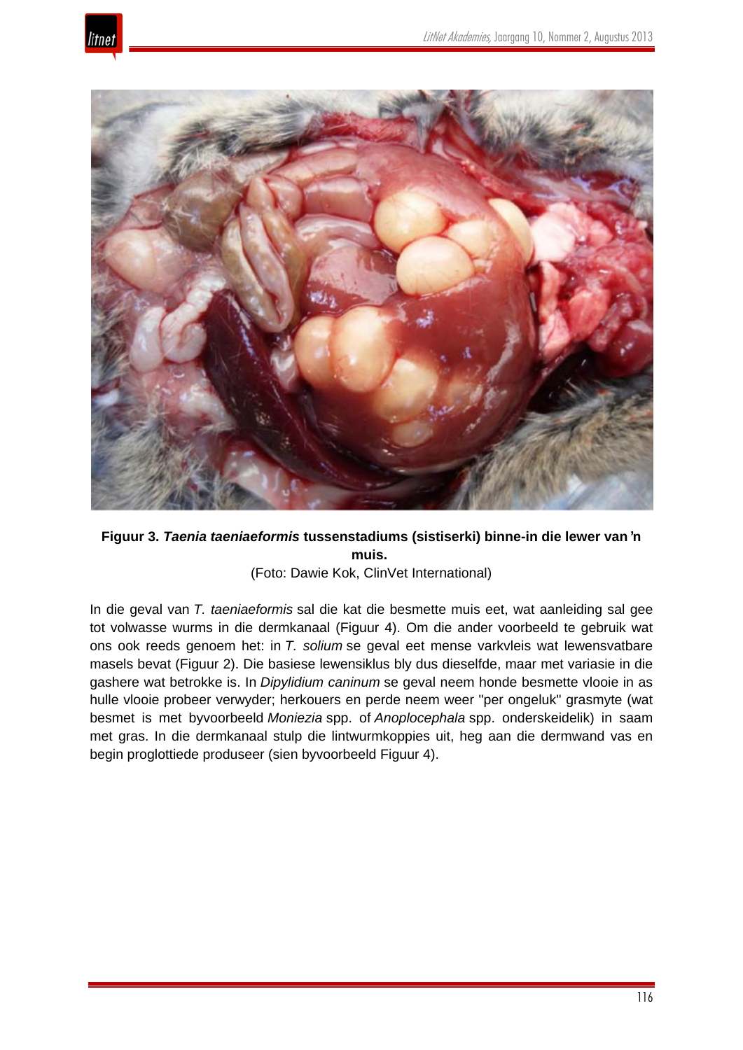**Figuur 3. *Taenia taeniaeformis* tussenstadiums (sistiserki) binne-in die lewer van 'n muis.**

(Foto: Dawie Kok, ClinVet International)

In die geval van *T. taeniaeformis* sal die kat die besmette muis eet, wat aanleiding sal gee tot volwasse wurms in die dermkanaal (Figuur 4). Om die ander voorbeeld te gebruik wat ons ook reeds genoem het: in *T. solium* se geval eet mense varkvleis wat lewensvatbare masels bevat (Figuur 2). Die basiese lewensiklus bly dus dieselfde, maar met variasie in die gashere wat betrokke is. In *Dipylidium caninum* se geval neem honde besmette vlooie in as hulle vlooie probeer verwyder; herkouers en perde neem weer "per ongeluk" grasmyte (wat besmet is met byvoorbeeld *Moniezia* spp. of *Anoplocephala* spp. onderskeidelik) in saam met gras. In die dermkanaal stulp die lintwurmkoppies uit, heg aan die dermwand vas en begin proglottiede produseer (sien byvoorbeeld Figuur 4).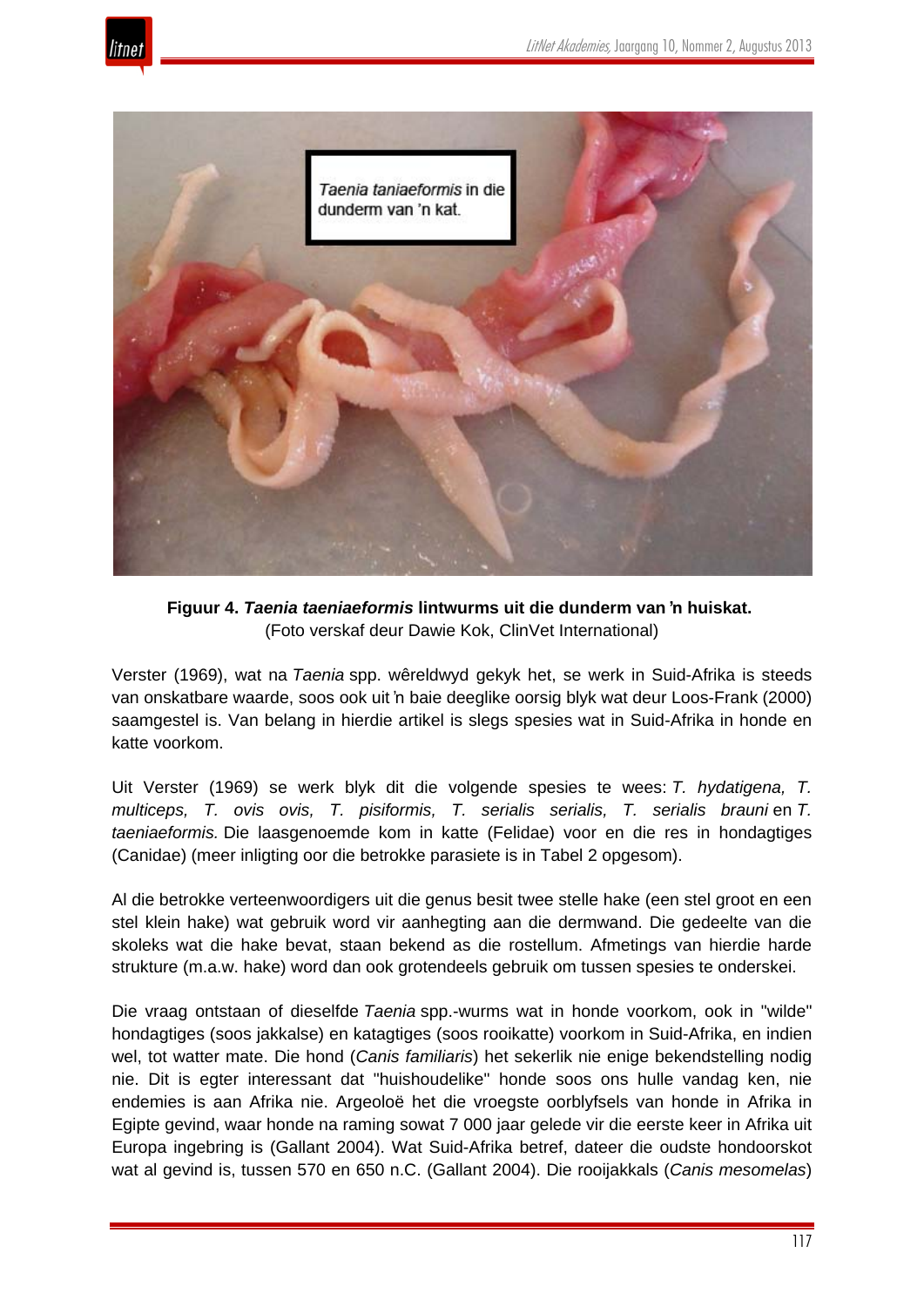**Figuur 4. *Taenia taeniaeformis* lintwurms uit die dunderm van 'n huiskat.**
(Foto verskaf deur Dawie Kok, ClinVet International)

Verster (1969), wat na *Taenia* spp. wêreldwyd gekyk het, se werk in Suid-Afrika is steeds van onskatbare waarde, soos ook uit 'n baie deeglike oorsig blyk wat deur Loos-Frank (2000) saamgestel is. Van belang in hierdie artikel is slegs spesies wat in Suid-Afrika in honde en katte voorkom.

Uit Verster (1969) se werk blyk dit die volgende spesies te wees: *T. hydatigena, T. multiceps, T. ovis ovis, T. pisiformis, T. serialis serialis, T. serialis brauni* en *T. taeniaeformis.* Die laasgenoemde kom in katte (Felidae) voor en die res in hondagtiges (Canidae) (meer inligting oor die betrokke parasiete is in Tabel 2 opgesom).

Al die betrokke verteenwoordigers uit die genus besit twee stelle hake (een stel groot en een stel klein hake) wat gebruik word vir aanhegting aan die dermwand. Die gedeelte van die skoleks wat die hake bevat, staan bekend as die rostellum. Afmetings van hierdie harde strukture (m.a.w. hake) word dan ook grotendeels gebruik om tussen spesies te onderskei.

Die vraag ontstaan of dieselfde *Taenia* spp.-wurms wat in honde voorkom, ook in "wilde" hondagtiges (soos jakkalse) en katagtiges (soos rooikatte) voorkom in Suid-Afrika, en indien wel, tot watter mate. Die hond (*Canis familiaris*) het sekerlik nie enige bekendstelling nodig nie. Dit is egter interessant dat "huishoudelike" honde soos ons hulle vandag ken, nie endemies is aan Afrika nie. Argeoloë het die vroegste oorblyfsels van honde in Afrika in Egipte gevind, waar honde na raming sowat 7 000 jaar gelede vir die eerste keer in Afrika uit Europa ingebring is (Gallant 2004). Wat Suid-Afrika betref, dateer die oudste hondoorskot wat al gevind is, tussen 570 en 650 n.C. (Gallant 2004). Die rooijakkals (*Canis mesomelas*)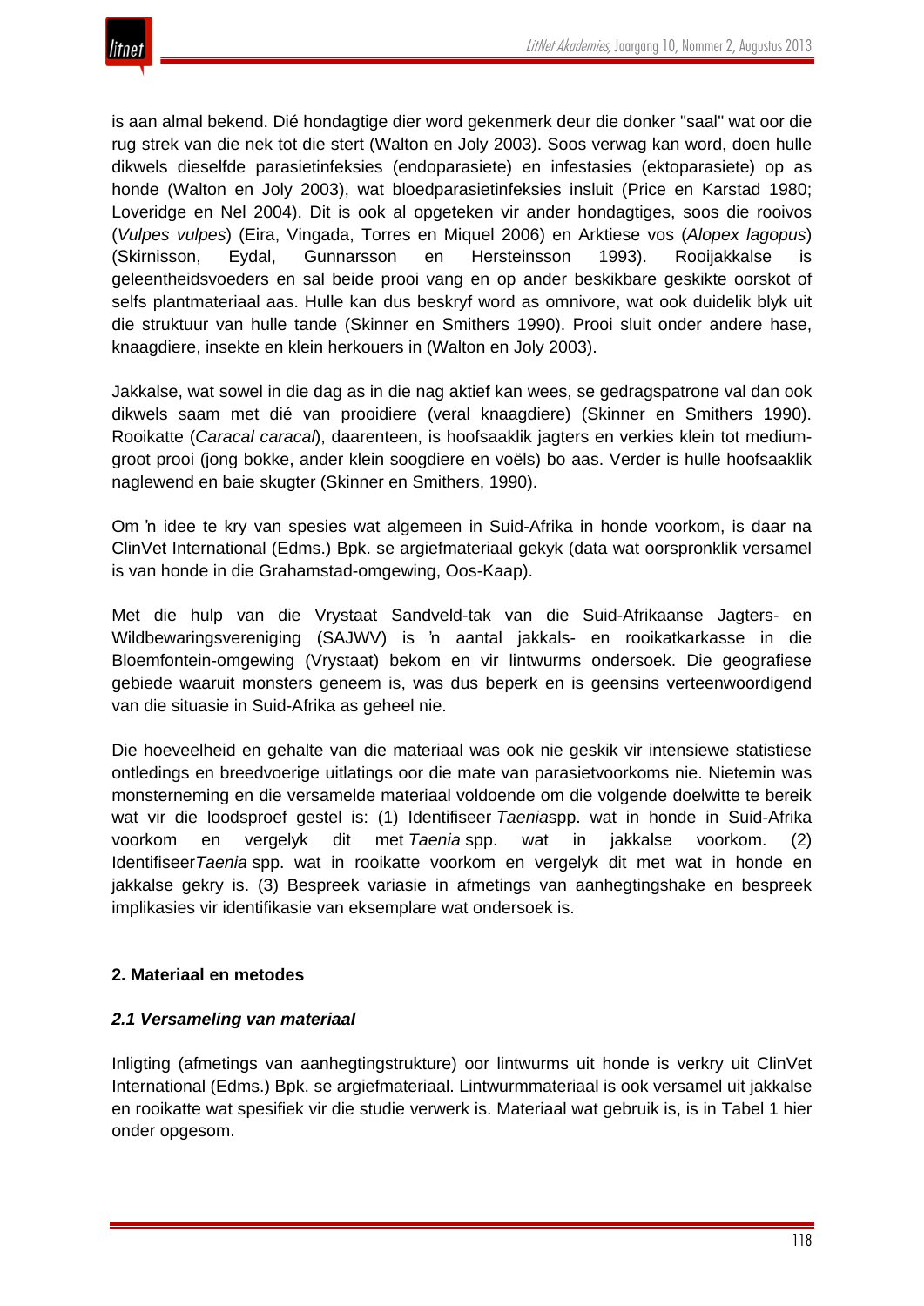is aan almal bekend. Dié hondagtige dier word gekenmerk deur die donker "saal" wat oor die rug strek van die nek tot die stert (Walton en Joly 2003). Soos verwag kan word, doen hulle dikwels dieselfde parasietinfeksies (endoparasiete) en infestasies (ektoparasiete) op as honde (Walton en Joly 2003), wat bloedparasietinfeksies insluit (Price en Karstad 1980; Loveridge en Nel 2004). Dit is ook al opgeteken vir ander hondagtiges, soos die rooivos (*Vulpes vulpes*) (Eira, Vingada, Torres en Miquel 2006) en Arktiese vos (*Alopex lagopus*) (Skirnisson, Eydal, Gunnarsson en Hersteinsson 1993). Rooijakkalse is geleentheidsvoeders en sal beide prooi vang en op ander beskikbare geskikte oorskot of selfs plantmateriaal aas. Hulle kan dus beskryf word as omnivore, wat ook duidelik blyk uit die struktuur van hulle tande (Skinner en Smithers 1990). Prooi sluit onder andere hase, knaagdiere, insekte en klein herkouers in (Walton en Joly 2003).

Jakkalse, wat sowel in die dag as in die nag aktief kan wees, se gedragspatrone val dan ook dikwels saam met dié van prooidiere (veral knaagdiere) (Skinner en Smithers 1990). Rooikatte (*Caracal caracal*), daarenteen, is hoofsaaklik jagters en verkies klein tot medium-groot prooi (jong bokke, ander klein soogdiere en voëls) bo aas. Verder is hulle hoofsaaklik naglewend en baie skugter (Skinner en Smithers, 1990).

Om 'n idee te kry van spesies wat algemeen in Suid-Afrika in honde voorkom, is daar na ClinVet International (Edms.) Bpk. se argiefmateriaal gekyk (data wat oorspronklik versamel is van honde in die Grahamstad-omgewing, Oos-Kaap).

Met die hulp van die Vrystaat Sandveld-tak van die Suid-Afrikaanse Jagters- en Wildbewaringsvereniging (SAJWV) is 'n aantal jakkals- en rooikatkarkasse in die Bloemfontein-omgewing (Vrystaat) bekom en vir lintwurms ondersoek. Die geografiese gebiede waaruit monsters geneem is, was dus beperk en is geensins verteenwoordigend van die situasie in Suid-Afrika as geheel nie.

Die hoeveelheid en gehalte van die materiaal was ook nie geskik vir intensiewe statistiese ontledings en breedvoerige uitlatings oor die mate van parasietvoorkoms nie. Nietemin was monsterneming en die versamelde materiaal voldoende om die volgende doelwitte te bereik wat vir die loodsproef gestel is: (1) Identifiseer *Taenia*spp. wat in honde in Suid-Afrika voorkom en vergelyk dit met *Taenia* spp. wat in jakkalse voorkom. (2) Identifiseer*Taenia* spp. wat in rooikatte voorkom en vergelyk dit met wat in honde en jakkalse gekry is. (3) Bespreek variasie in afmetings van aanhegtingshake en bespreek implikasies vir identifikasie van eksemplare wat ondersoek is.

## 2. Materiaal en metodes

### *2.1 Versameling van materiaal*

Inligting (afmetings van aanhegtingstrukture) oor lintwurms uit honde is verkry uit ClinVet International (Edms.) Bpk. se argiefmateriaal. Lintwurmmateriaal is ook versamel uit jakkalse en rooikatte wat spesifiek vir die studie verwerk is. Materiaal wat gebruik is, is in Tabel 1 hier onder opgesom.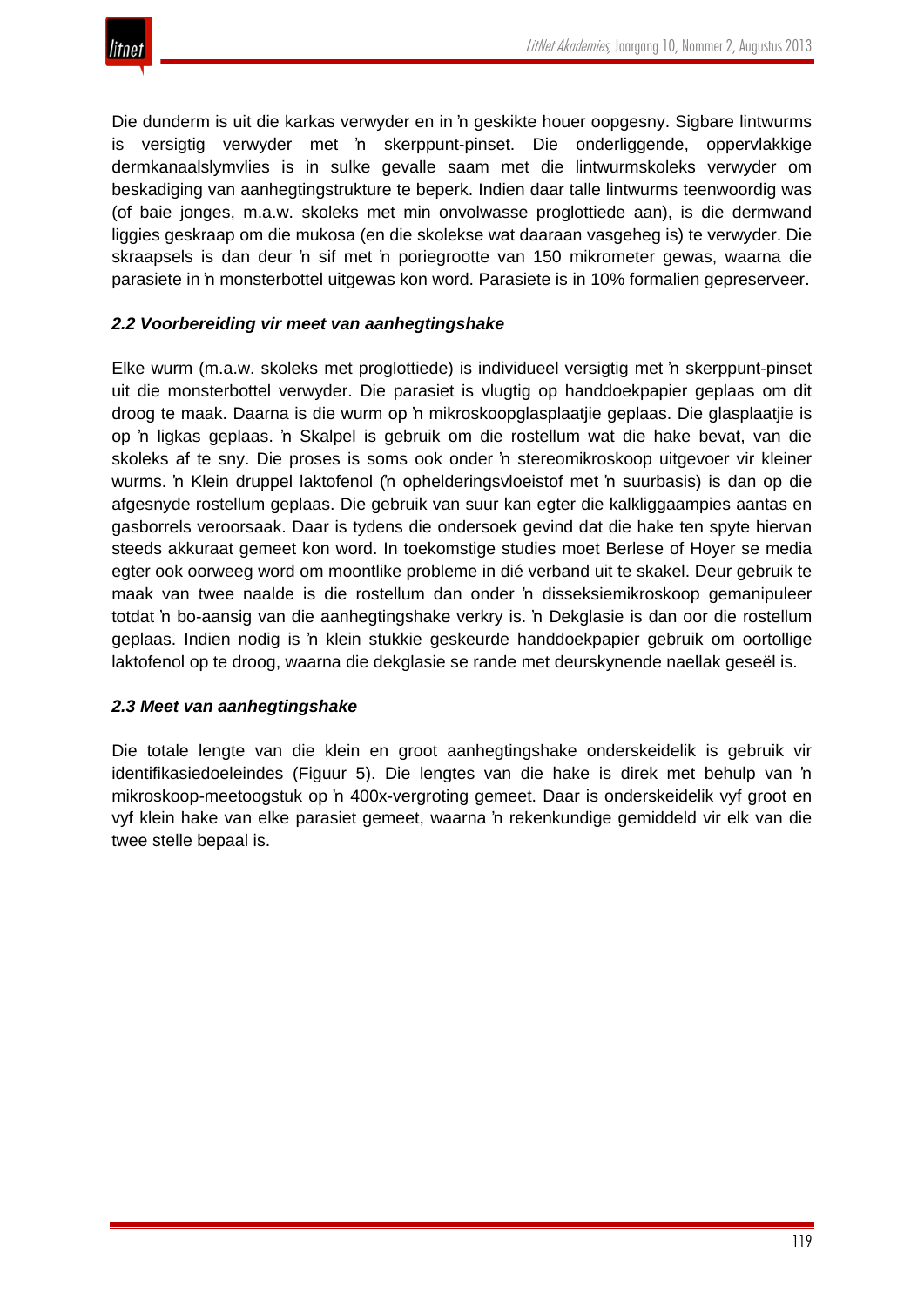Die dunderm is uit die karkas verwyder en in ŉ geskikte houer oopgesny. Sigbare lintwurms is versigtig verwyder met ŉ skerppunt-pinset. Die onderliggende, oppervlakkige dermkanaalslymvlies is in sulke gevalle saam met die lintwurmskoleks verwyder om beskadiging van aanhegtingstrukture te beperk. Indien daar talle lintwurms teenwoordig was (of baie jonges, m.a.w. skoleks met min onvolwasse proglottiede aan), is die dermwand liggies geskraap om die mukosa (en die skolekse wat daaraan vasgeheg is) te verwyder. Die skraapsels is dan deur ŉ sif met ŉ poriegrootte van 150 mikrometer gewas, waarna die parasiete in ŉ monsterbottel uitgewas kon word. Parasiete is in 10% formalien gepreserveer.

### *2.2 Voorbereiding vir meet van aanhegtingshake*

Elke wurm (m.a.w. skoleks met proglottiede) is individueel versigtig met ŉ skerppunt-pinset uit die monsterbottel verwyder. Die parasiet is vlugtig op handdoekpapier geplaas om dit droog te maak. Daarna is die wurm op ŉ mikroskoopglasplaatjie geplaas. Die glasplaatjie is op ŉ ligkas geplaas. ŉ Skalpel is gebruik om die rostellum wat die hake bevat, van die skoleks af te sny. Die proses is soms ook onder ŉ stereomikroskoop uitgevoer vir kleiner wurms. ŉ Klein druppel laktofenol (ŉ ophelderingsvloeistof met ŉ suurbasis) is dan op die afgesnyde rostellum geplaas. Die gebruik van suur kan egter die kalkliggaampies aantas en gasborrels veroorsaak. Daar is tydens die ondersoek gevind dat die hake ten spyte hiervan steeds akkuraat gemeet kon word. In toekomstige studies moet Berlese of Hoyer se media egter ook oorweeg word om moontlike probleme in dié verband uit te skakel. Deur gebruik te maak van twee naalde is die rostellum dan onder ŉ disseksiemikroskoop gemanipuleer totdat ŉ bo-aansig van die aanhegtingshake verkry is. ŉ Dekglasie is dan oor die rostellum geplaas. Indien nodig is ŉ klein stukkie geskeurde handdoekpapier gebruik om oortollige laktofenol op te droog, waarna die dekglasie se rande met deurskynende naellak geseël is.

### *2.3 Meet van aanhegtingshake*

Die totale lengte van die klein en groot aanhegtingshake onderskeidelik is gebruik vir identifikasiedoeleindes (Figuur 5). Die lengtes van die hake is direk met behulp van ŉ mikroskoop-meetoogstuk op ŉ 400x-vergroting gemeet. Daar is onderskeidelik vyf groot en vyf klein hake van elke parasiet gemeet, waarna ŉ rekenkundige gemiddeld vir elk van die twee stelle bepaal is.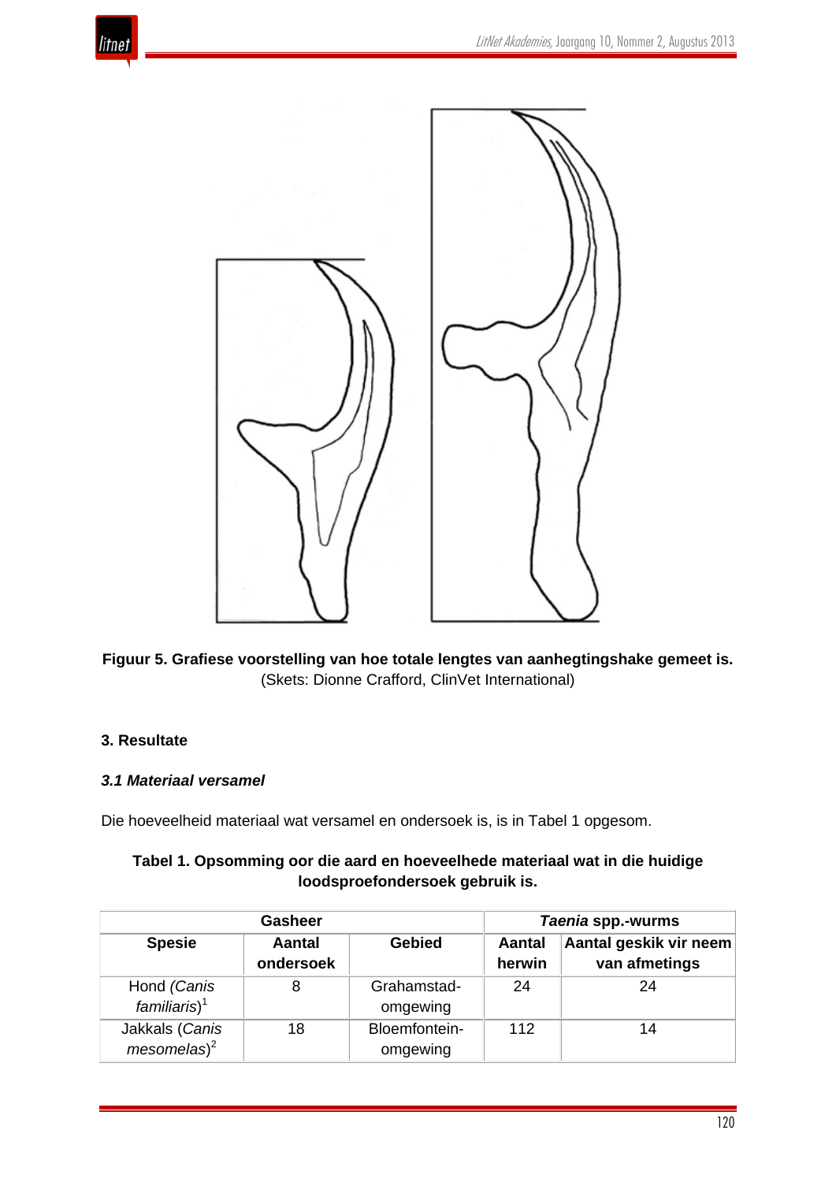**Figuur 5. Grafiese voorstelling van hoe totale lengtes van aanhegtingshake gemeet is.** (Skets: Dionne Crafford, ClinVet International)

## 3. Resultate

### *3.1 Materiaal versamel*

Die hoeveelheid materiaal wat versamel en ondersoek is, is in Tabel 1 opgesom.

**Tabel 1. Opsomming oor die aard en hoeveelhede materiaal wat in die huidige loodsproefondersoek gebruik is.**

| Gasheer | | | *Taenia* spp.-wurms | |
|---|---|---|---|---|
| **Spesie** | **Aantal ondersoek** | **Gebied** | **Aantal herwin** | **Aantal geskik vir neem van afmetings** |
| Hond (*Canis familiaris*)[1] | 8 | Grahamstad-omgewing | 24 | 24 |
| Jakkals (*Canis mesomelas*)[2] | 18 | Bloemfontein-omgewing | 112 | 14 |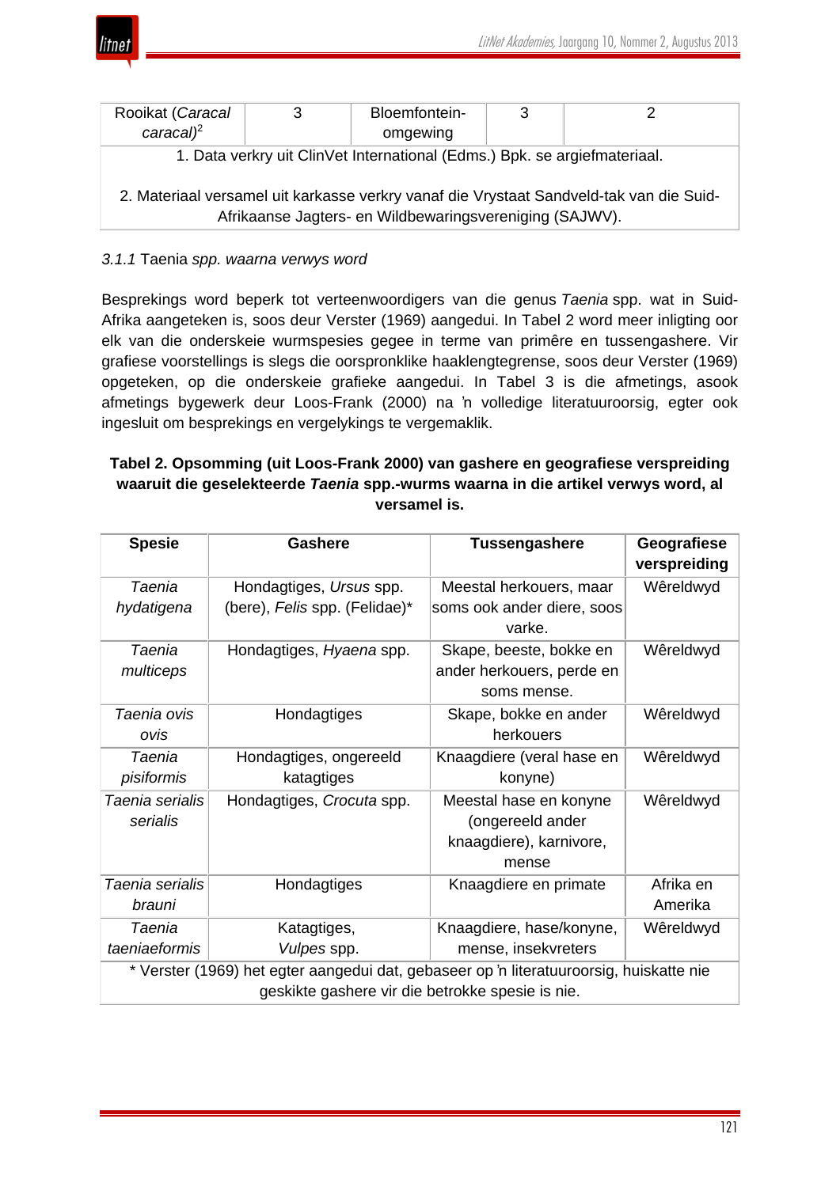| Rooikat (*Caracal caracal)*[2] | 3 | Bloemfontein-omgewing | 3 | 2 |
|---|---|---|---|---|
| 1. Data verkry uit ClinVet International (Edms.) Bpk. se argiefmateriaal. | | | | |
| 2. Materiaal versamel uit karkasse verkry vanaf die Vrystaat Sandveld-tak van die Suid-Afrikaanse Jagters- en Wildbewaringsvereniging (SAJWV). | | | | |

*3.1.1* Taenia *spp. waarna verwys word*

Besprekings word beperk tot verteenwoordigers van die genus *Taenia* spp. wat in Suid-Afrika aangeteken is, soos deur Verster (1969) aangedui. In Tabel 2 word meer inligting oor elk van die onderskeie wurmspesies gegee in terme van primêre en tussengashere. Vir grafiese voorstellings is slegs die oorspronklike haaklengtegrense, soos deur Verster (1969) opgeteken, op die onderskeie grafieke aangedui. In Tabel 3 is die afmetings, asook afmetings bygewerk deur Loos-Frank (2000) na 'n volledige literatuuroorsig, egter ook ingesluit om besprekings en vergelykings te vergemaklik.

**Tabel 2. Opsomming (uit Loos-Frank 2000) van gashere en geografiese verspreiding waaruit die geselekteerde *Taenia* spp.-wurms waarna in die artikel verwys word, al versamel is.**

| Spesie | Gashere | Tussengashere | Geografiese verspreiding |
|---|---|---|---|
| *Taenia hydatigena* | Hondagtiges, *Ursus* spp. (bere), *Felis* spp. (Felidae)* | Meestal herkouers, maar soms ook ander diere, soos varke. | Wêreldwyd |
| *Taenia multiceps* | Hondagtiges, *Hyaena* spp. | Skape, beeste, bokke en ander herkouers, perde en soms mense. | Wêreldwyd |
| *Taenia ovis ovis* | Hondagtiges | Skape, bokke en ander herkouers | Wêreldwyd |
| *Taenia pisiformis* | Hondagtiges, ongereeld katagtiges | Knaagdiere (veral hase en konyne) | Wêreldwyd |
| *Taenia serialis serialis* | Hondagtiges, *Crocuta* spp. | Meestal hase en konyne (ongereeld ander knaagdiere), karnivore, mense | Wêreldwyd |
| *Taenia serialis brauni* | Hondagtiges | Knaagdiere en primate | Afrika en Amerika |
| *Taenia taeniaeformis* | Katagtiges, *Vulpes* spp. | Knaagdiere, hase/konyne, mense, insekvreters | Wêreldwyd |
| * Verster (1969) het egter aangedui dat, gebaseer op 'n literatuuroorsig, huiskatte nie geskikte gashere vir die betrokke spesie is nie. | | | |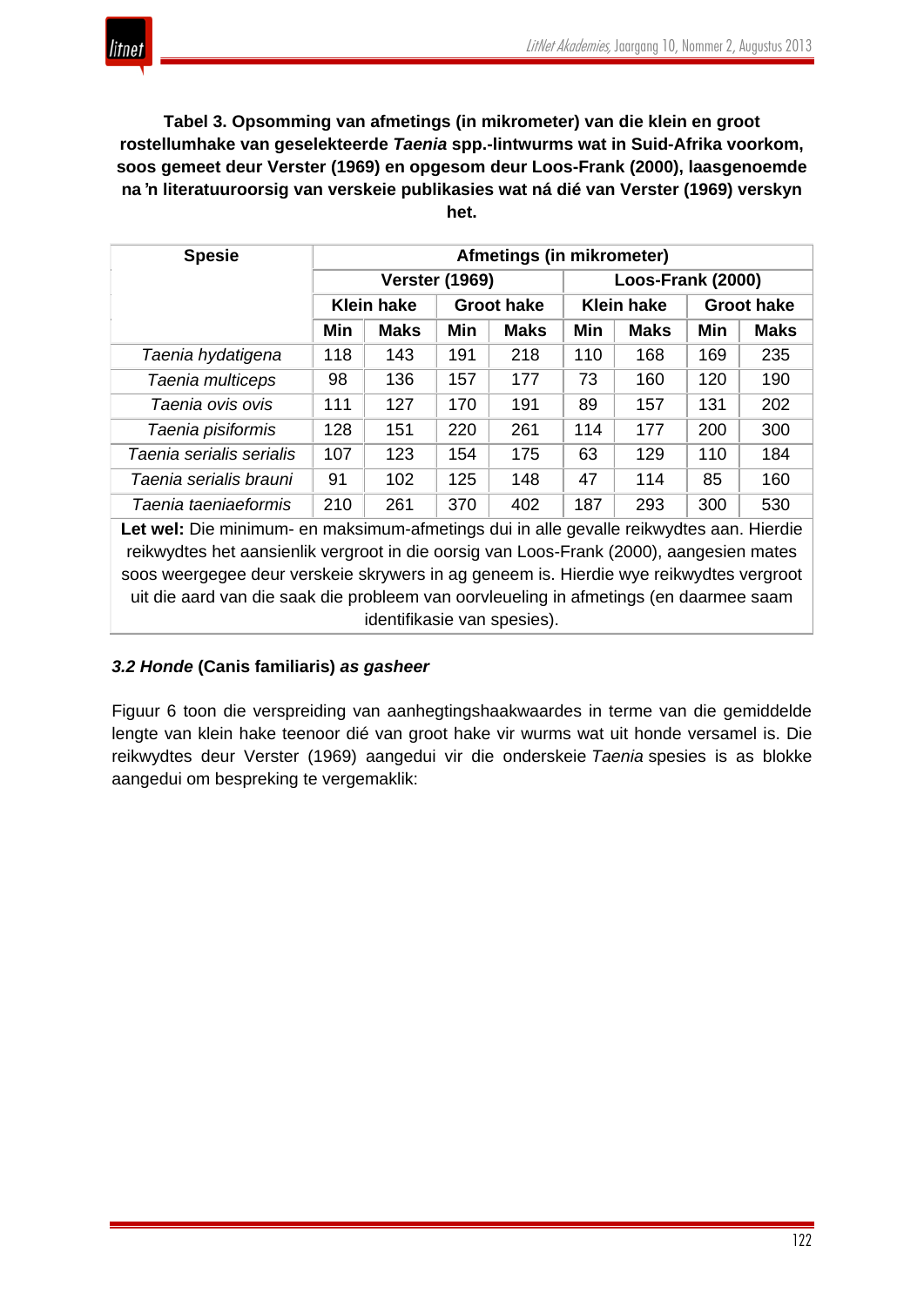**Tabel 3. Opsomming van afmetings (in mikrometer) van die klein en groot rostellumhake van geselekteerde *Taenia* spp.-lintwurms wat in Suid-Afrika voorkom, soos gemeet deur Verster (1969) en opgesom deur Loos-Frank (2000), laasgenoemde na 'n literatuuroorsig van verskeie publikasies wat ná dié van Verster (1969) verskyn het.**

| Spesie | Afmetings (in mikrometer) | | | | | | | |
|---|---|---|---|---|---|---|---|---|
| | Verster (1969) | | | | Loos-Frank (2000) | | | |
| | Klein hake | | Groot hake | | Klein hake | | Groot hake | |
| | Min | Maks | Min | Maks | Min | Maks | Min | Maks |
| *Taenia hydatigena* | 118 | 143 | 191 | 218 | 110 | 168 | 169 | 235 |
| *Taenia multiceps* | 98 | 136 | 157 | 177 | 73 | 160 | 120 | 190 |
| *Taenia ovis ovis* | 111 | 127 | 170 | 191 | 89 | 157 | 131 | 202 |
| *Taenia pisiformis* | 128 | 151 | 220 | 261 | 114 | 177 | 200 | 300 |
| *Taenia serialis serialis* | 107 | 123 | 154 | 175 | 63 | 129 | 110 | 184 |
| *Taenia serialis brauni* | 91 | 102 | 125 | 148 | 47 | 114 | 85 | 160 |
| *Taenia taeniaeformis* | 210 | 261 | 370 | 402 | 187 | 293 | 300 | 530 |

**Let wel:** Die minimum- en maksimum-afmetings dui in alle gevalle reikwydtes aan. Hierdie reikwydtes het aansienlik vergroot in die oorsig van Loos-Frank (2000), aangesien mates soos weergegee deur verskeie skrywers in ag geneem is. Hierdie wye reikwydtes vergroot uit die aard van die saak die probleem van oorvleueling in afmetings (en daarmee saam identifikasie van spesies).

### *3.2 Honde* (Canis familiaris) *as gasheer*

Figuur 6 toon die verspreiding van aanhegtingshaakwaardes in terme van die gemiddelde lengte van klein hake teenoor dié van groot hake vir wurms wat uit honde versamel is. Die reikwydtes deur Verster (1969) aangedui vir die onderskeie *Taenia* spesies is as blokke aangedui om bespreking te vergemaklik: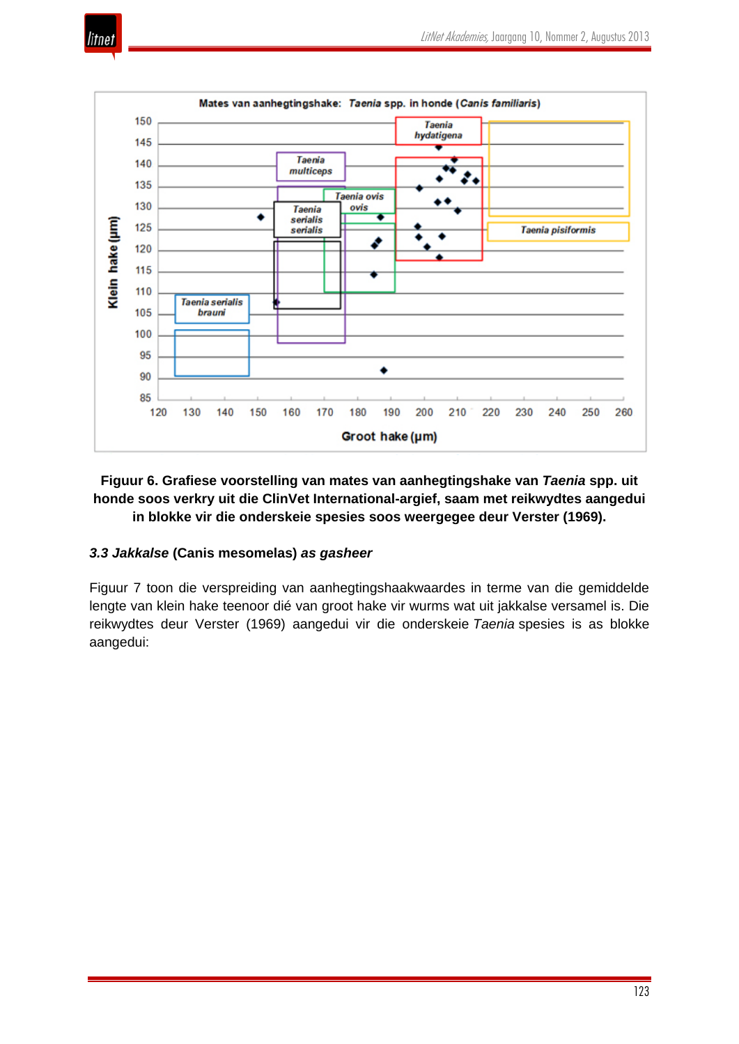**Figuur 6. Grafiese voorstelling van mates van aanhegtingshake van *Taenia* spp. uit honde soos verkry uit die ClinVet International-argief, saam met reikwydtes aangedui in blokke vir die onderskeie spesies soos weergegee deur Verster (1969).**

### *3.3 Jakkalse* (Canis mesomelas) *as gasheer*

Figuur 7 toon die verspreiding van aanhegtingshaakwaardes in terme van die gemiddelde lengte van klein hake teenoor dié van groot hake vir wurms wat uit jakkalse versamel is. Die reikwydtes deur Verster (1969) aangedui vir die onderskeie *Taenia* spesies is as blokke aangedui: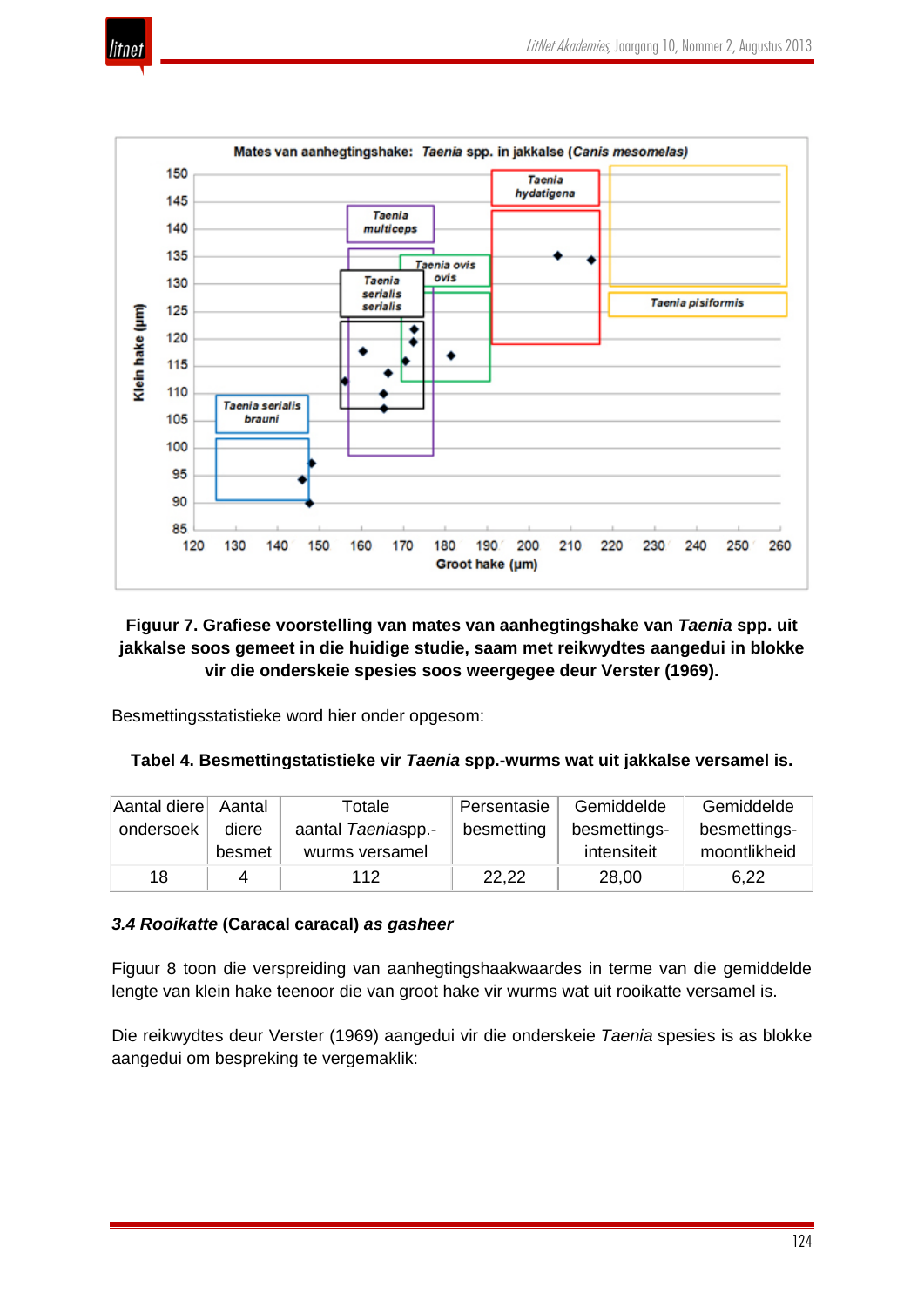**Figuur 7. Grafiese voorstelling van mates van aanhegtingshake van *Taenia* spp. uit jakkalse soos gemeet in die huidige studie, saam met reikwydtes aangedui in blokke vir die onderskeie spesies soos weergegee deur Verster (1969).**

Besmettingsstatistieke word hier onder opgesom:

**Tabel 4. Besmettingstatistieke vir *Taenia* spp.-wurms wat uit jakkalse versamel is.**

| Aantal diere ondersoek | Aantal diere besmet | Totale aantal *Taenia*spp.-wurms versamel | Persentasie besmetting | Gemiddelde besmettings-intensiteit | Gemiddelde besmettings-moontlikheid |
|---|---|---|---|---|---|
| 18 | 4 | 112 | 22,22 | 28,00 | 6,22 |

### *3.4 Rooikatte* (Caracal caracal) *as gasheer*

Figuur 8 toon die verspreiding van aanhegtingshaakwaardes in terme van die gemiddelde lengte van klein hake teenoor die van groot hake vir wurms wat uit rooikatte versamel is.

Die reikwydtes deur Verster (1969) aangedui vir die onderskeie *Taenia* spesies is as blokke aangedui om bespreking te vergemaklik: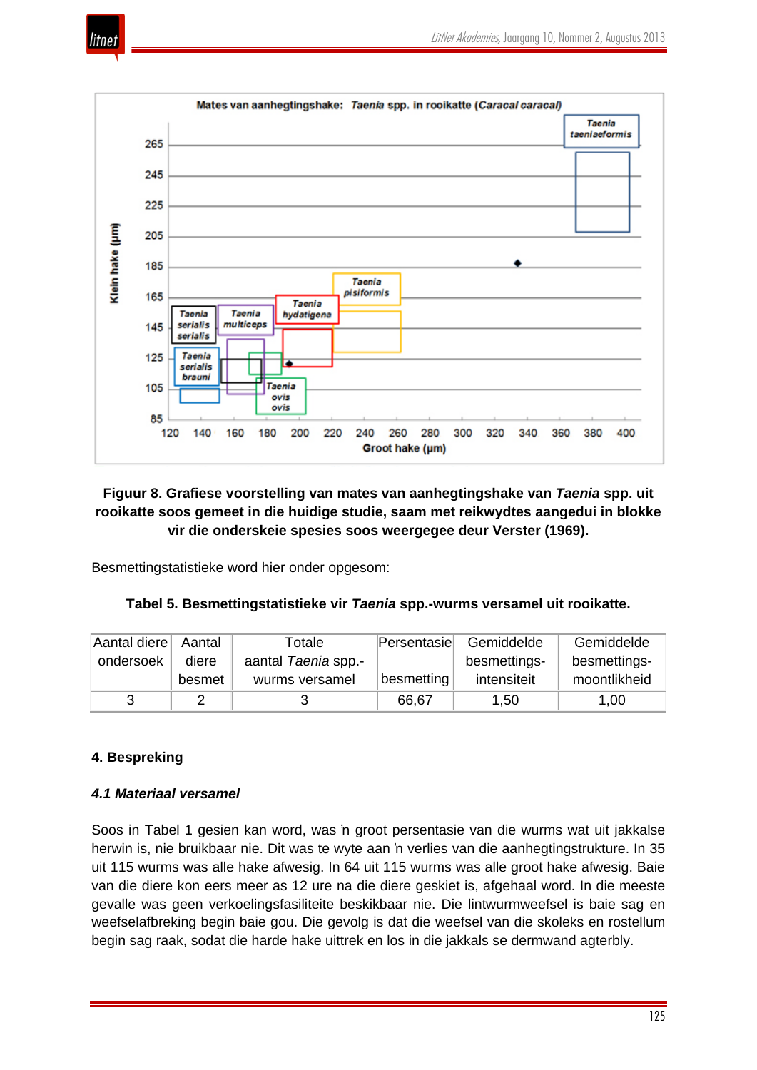**Figuur 8. Grafiese voorstelling van mates van aanhegtingshake van *Taenia* spp. uit rooikatte soos gemeet in die huidige studie, saam met reikwydtes aangedui in blokke vir die onderskeie spesies soos weergegee deur Verster (1969).**

Besmettingstatistieke word hier onder opgesom:

**Tabel 5. Besmettingstatistieke vir *Taenia* spp.-wurms versamel uit rooikatte.**

| Aantal diere ondersoek | Aantal diere besmet | Totale aantal *Taenia* spp.-wurms versamel | Persentasie besmetting | Gemiddelde besmettings-intensiteit | Gemiddelde besmettings-moontlikheid |
|---|---|---|---|---|---|
| 3 | 2 | 3 | 66,67 | 1,50 | 1,00 |

## 4. Bespreking

### *4.1 Materiaal versamel*

Soos in Tabel 1 gesien kan word, was ŉ groot persentasie van die wurms wat uit jakkalse herwin is, nie bruikbaar nie. Dit was te wyte aan ŉ verlies van die aanhegtingstrukture. In 35 uit 115 wurms was alle hake afwesig. In 64 uit 115 wurms was alle groot hake afwesig. Baie van die diere kon eers meer as 12 ure na die diere geskiet is, afgehaal word. In die meeste gevalle was geen verkoelingsfasiliteite beskikbaar nie. Die lintwurmweefsel is baie sag en weefselafbreking begin baie gou. Die gevolg is dat die weefsel van die skoleks en rostellum begin sag raak, sodat die harde hake uittrek en los in die jakkals se dermwand agterbly.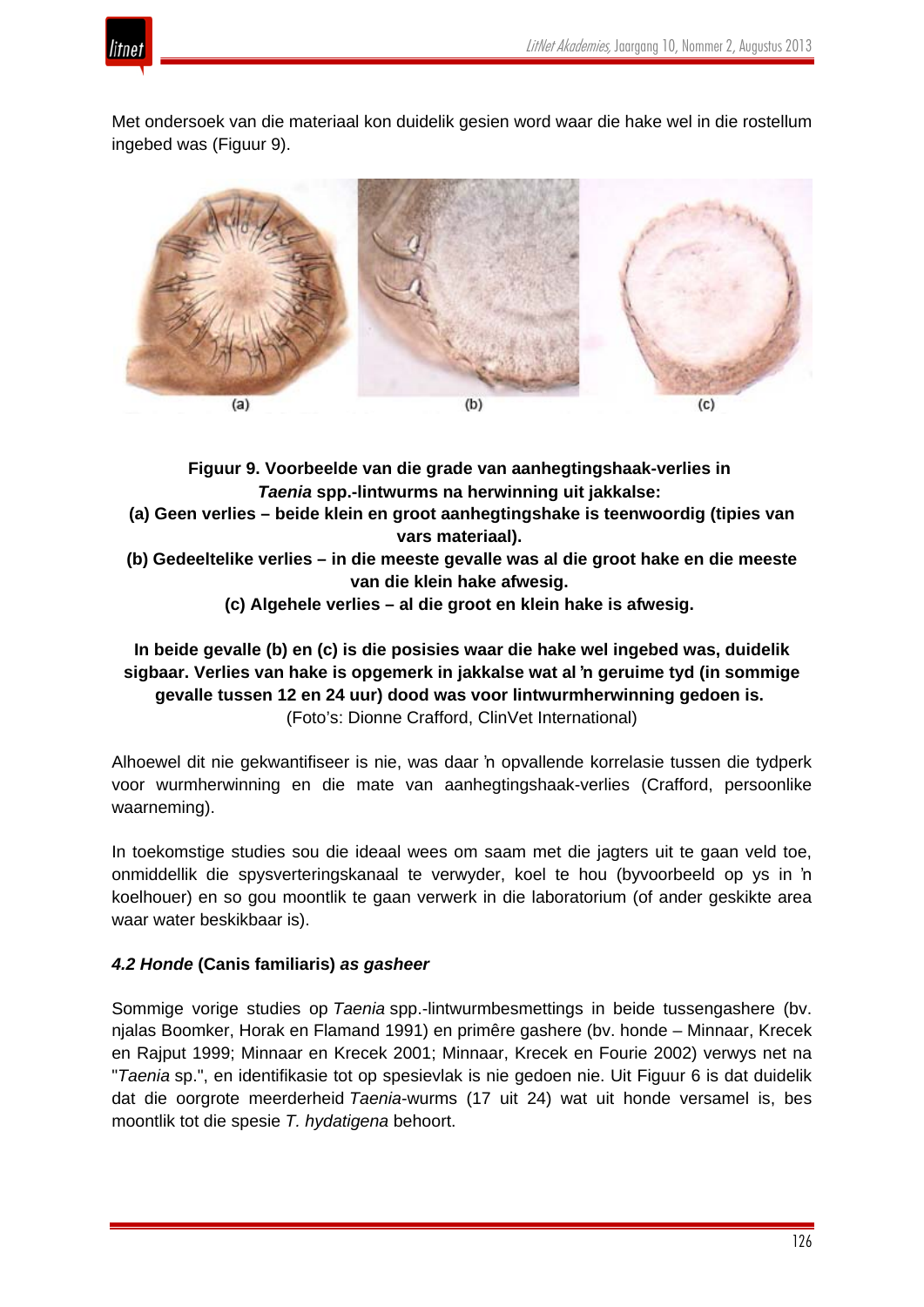Met ondersoek van die materiaal kon duidelik gesien word waar die hake wel in die rostellum ingebed was (Figuur 9).

(a) (b) (c)

**Figuur 9. Voorbeelde van die grade van aanhegtingshaak-verlies in *Taenia* spp.-lintwurms na herwinning uit jakkalse:**
**(a) Geen verlies – beide klein en groot aanhegtingshake is teenwoordig (tipies van vars materiaal).**
**(b) Gedeeltelike verlies – in die meeste gevalle was al die groot hake en die meeste van die klein hake afwesig.**
**(c) Algehele verlies – al die groot en klein hake is afwesig.**

**In beide gevalle (b) en (c) is die posisies waar die hake wel ingebed was, duidelik sigbaar. Verlies van hake is opgemerk in jakkalse wat al 'n geruime tyd (in sommige gevalle tussen 12 en 24 uur) dood was voor lintwurmherwinning gedoen is.**
(Foto's: Dionne Crafford, ClinVet International)

Alhoewel dit nie gekwantifiseer is nie, was daar 'n opvallende korrelasie tussen die tydperk voor wurmherwinning en die mate van aanhegtingshaak-verlies (Crafford, persoonlike waarneming).

In toekomstige studies sou die ideaal wees om saam met die jagters uit te gaan veld toe, onmiddellik die spysverteringskanaal te verwyder, koel te hou (byvoorbeeld op ys in 'n koelhouer) en so gou moontlik te gaan verwerk in die laboratorium (of ander geskikte area waar water beskikbaar is).

### *4.2 Honde* (Canis familiaris) *as gasheer*

Sommige vorige studies op *Taenia* spp.-lintwurmbesmettings in beide tussengashere (bv. njalas Boomker, Horak en Flamand 1991) en primêre gashere (bv. honde – Minnaar, Krecek en Rajput 1999; Minnaar en Krecek 2001; Minnaar, Krecek en Fourie 2002) verwys net na "*Taenia* sp.", en identifikasie tot op spesievlak is nie gedoen nie. Uit Figuur 6 is dat duidelik dat die oorgrote meerderheid *Taenia*-wurms (17 uit 24) wat uit honde versamel is, bes moontlik tot die spesie *T. hydatigena* behoort.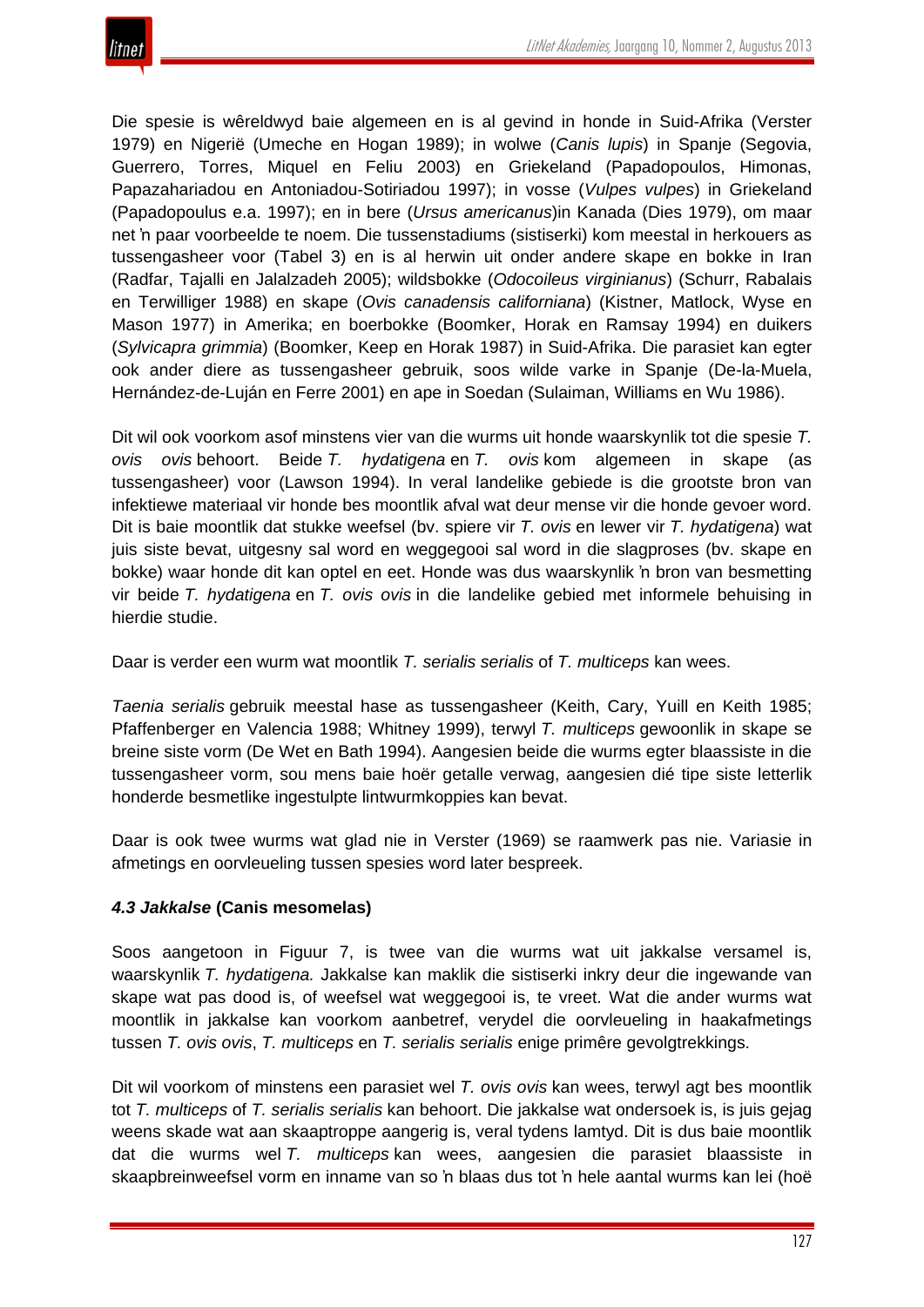Die spesie is wêreldwyd baie algemeen en is al gevind in honde in Suid-Afrika (Verster 1979) en Nigerië (Umeche en Hogan 1989); in wolwe (*Canis lupis*) in Spanje (Segovia, Guerrero, Torres, Miquel en Feliu 2003) en Griekeland (Papadopoulos, Himonas, Papazahariadou en Antoniadou-Sotiriadou 1997); in vosse (*Vulpes vulpes*) in Griekeland (Papadopoulus e.a. 1997); en in bere (*Ursus americanus*)in Kanada (Dies 1979), om maar net 'n paar voorbeelde te noem. Die tussenstadiums (sistiserki) kom meestal in herkouers as tussengasheer voor (Tabel 3) en is al herwin uit onder andere skape en bokke in Iran (Radfar, Tajalli en Jalalzadeh 2005); wildsbokke (*Odocoileus virginianus*) (Schurr, Rabalais en Terwilliger 1988) en skape (*Ovis canadensis californiana*) (Kistner, Matlock, Wyse en Mason 1977) in Amerika; en boerbokke (Boomker, Horak en Ramsay 1994) en duikers (*Sylvicapra grimmia*) (Boomker, Keep en Horak 1987) in Suid-Afrika. Die parasiet kan egter ook ander diere as tussengasheer gebruik, soos wilde varke in Spanje (De-la-Muela, Hernández-de-Luján en Ferre 2001) en ape in Soedan (Sulaiman, Williams en Wu 1986).

Dit wil ook voorkom asof minstens vier van die wurms uit honde waarskynlik tot die spesie *T. ovis ovis* behoort. Beide *T. hydatigena* en *T. ovis* kom algemeen in skape (as tussengasheer) voor (Lawson 1994). In veral landelike gebiede is die grootste bron van infektiewe materiaal vir honde bes moontlik afval wat deur mense vir die honde gevoer word. Dit is baie moontlik dat stukke weefsel (bv. spiere vir *T. ovis* en lewer vir *T. hydatigena*) wat juis siste bevat, uitgesny sal word en weggegooi sal word in die slagproses (bv. skape en bokke) waar honde dit kan optel en eet. Honde was dus waarskynlik 'n bron van besmetting vir beide *T. hydatigena* en *T. ovis ovis* in die landelike gebied met informele behuising in hierdie studie.

Daar is verder een wurm wat moontlik *T. serialis serialis* of *T. multiceps* kan wees.

*Taenia serialis* gebruik meestal hase as tussengasheer (Keith, Cary, Yuill en Keith 1985; Pfaffenberger en Valencia 1988; Whitney 1999), terwyl *T. multiceps* gewoonlik in skape se breine siste vorm (De Wet en Bath 1994). Aangesien beide die wurms egter blaassiste in die tussengasheer vorm, sou mens baie hoër getalle verwag, aangesien dié tipe siste letterlik honderde besmetlike ingestulpte lintwurmkoppies kan bevat.

Daar is ook twee wurms wat glad nie in Verster (1969) se raamwerk pas nie. Variasie in afmetings en oorvleueling tussen spesies word later bespreek.

### *4.3 Jakkalse* (Canis mesomelas)

Soos aangetoon in Figuur 7, is twee van die wurms wat uit jakkalse versamel is, waarskynlik *T. hydatigena.* Jakkalse kan maklik die sistiserki inkry deur die ingewande van skape wat pas dood is, of weefsel wat weggegooi is, te vreet. Wat die ander wurms wat moontlik in jakkalse kan voorkom aanbetref, verydel die oorvleueling in haakafmetings tussen *T. ovis ovis*, *T. multiceps* en *T. serialis serialis* enige primêre gevolgtrekkings.

Dit wil voorkom of minstens een parasiet wel *T. ovis ovis* kan wees, terwyl agt bes moontlik tot *T. multiceps* of *T. serialis serialis* kan behoort. Die jakkalse wat ondersoek is, is juis gejag weens skade wat aan skaaptroppe aangerig is, veral tydens lamtyd. Dit is dus baie moontlik dat die wurms wel *T. multiceps* kan wees, aangesien die parasiet blaassiste in skaapbreinweefsel vorm en inname van so 'n blaas dus tot 'n hele aantal wurms kan lei (hoë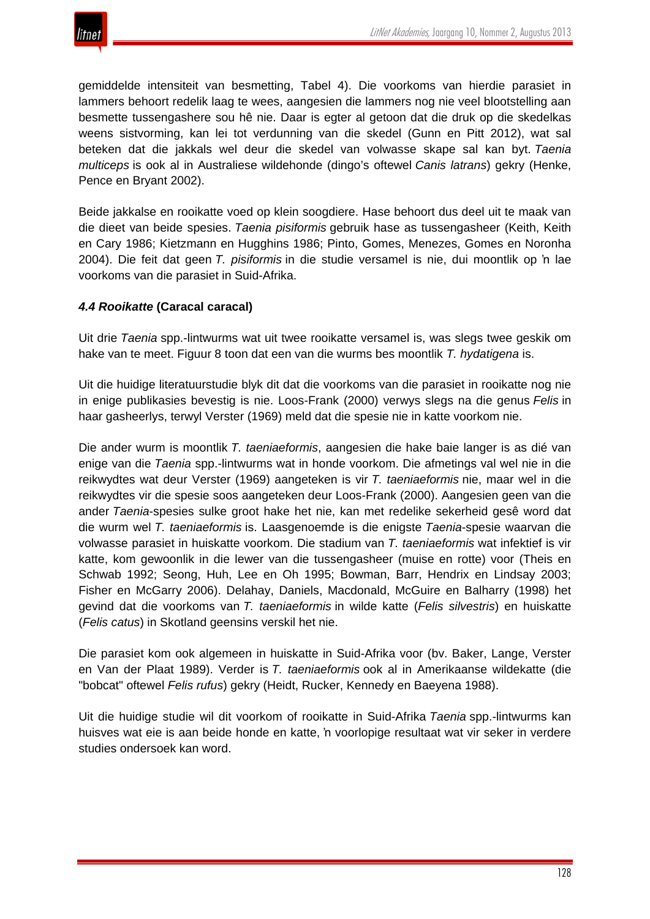gemiddelde intensiteit van besmetting, Tabel 4). Die voorkoms van hierdie parasiet in lammers behoort redelik laag te wees, aangesien die lammers nog nie veel blootstelling aan besmette tussengashere sou hê nie. Daar is egter al getoon dat die druk op die skedelkas weens sistvorming, kan lei tot verdunning van die skedel (Gunn en Pitt 2012), wat sal beteken dat die jakkals wel deur die skedel van volwasse skape sal kan byt. *Taenia multiceps* is ook al in Australiese wildehonde (dingo's oftewel *Canis latrans*) gekry (Henke, Pence en Bryant 2002).

Beide jakkalse en rooikatte voed op klein soogdiere. Hase behoort dus deel uit te maak van die dieet van beide spesies. *Taenia pisiformis* gebruik hase as tussengasheer (Keith, Keith en Cary 1986; Kietzmann en Hugghins 1986; Pinto, Gomes, Menezes, Gomes en Noronha 2004). Die feit dat geen *T. pisiformis* in die studie versamel is nie, dui moontlik op 'n lae voorkoms van die parasiet in Suid-Afrika.

### *4.4 Rooikatte* (Caracal caracal)

Uit drie *Taenia* spp.-lintwurms wat uit twee rooikatte versamel is, was slegs twee geskik om hake van te meet. Figuur 8 toon dat een van die wurms bes moontlik *T. hydatigena* is.

Uit die huidige literatuurstudie blyk dit dat die voorkoms van die parasiet in rooikatte nog nie in enige publikasies bevestig is nie. Loos-Frank (2000) verwys slegs na die genus *Felis* in haar gasheerlys, terwyl Verster (1969) meld dat die spesie nie in katte voorkom nie.

Die ander wurm is moontlik *T. taeniaeformis*, aangesien die hake baie langer is as dié van enige van die *Taenia* spp.-lintwurms wat in honde voorkom. Die afmetings val wel nie in die reikwydtes wat deur Verster (1969) aangeteken is vir *T. taeniaeformis* nie, maar wel in die reikwydtes vir die spesie soos aangeteken deur Loos-Frank (2000). Aangesien geen van die ander *Taenia*-spesies sulke groot hake het nie, kan met redelike sekerheid gesê word dat die wurm wel *T. taeniaeformis* is. Laasgenoemde is die enigste *Taenia*-spesie waarvan die volwasse parasiet in huiskatte voorkom. Die stadium van *T. taeniaeformis* wat infektief is vir katte, kom gewoonlik in die lewer van die tussengasheer (muise en rotte) voor (Theis en Schwab 1992; Seong, Huh, Lee en Oh 1995; Bowman, Barr, Hendrix en Lindsay 2003; Fisher en McGarry 2006). Delahay, Daniels, Macdonald, McGuire en Balharry (1998) het gevind dat die voorkoms van *T. taeniaeformis* in wilde katte (*Felis silvestris*) en huiskatte (*Felis catus*) in Skotland geensins verskil het nie.

Die parasiet kom ook algemeen in huiskatte in Suid-Afrika voor (bv. Baker, Lange, Verster en Van der Plaat 1989). Verder is *T. taeniaeformis* ook al in Amerikaanse wildekatte (die "bobcat" oftewel *Felis rufus*) gekry (Heidt, Rucker, Kennedy en Baeyena 1988).

Uit die huidige studie wil dit voorkom of rooikatte in Suid-Afrika *Taenia* spp.-lintwurms kan huisves wat eie is aan beide honde en katte, 'n voorlopige resultaat wat vir seker in verdere studies ondersoek kan word.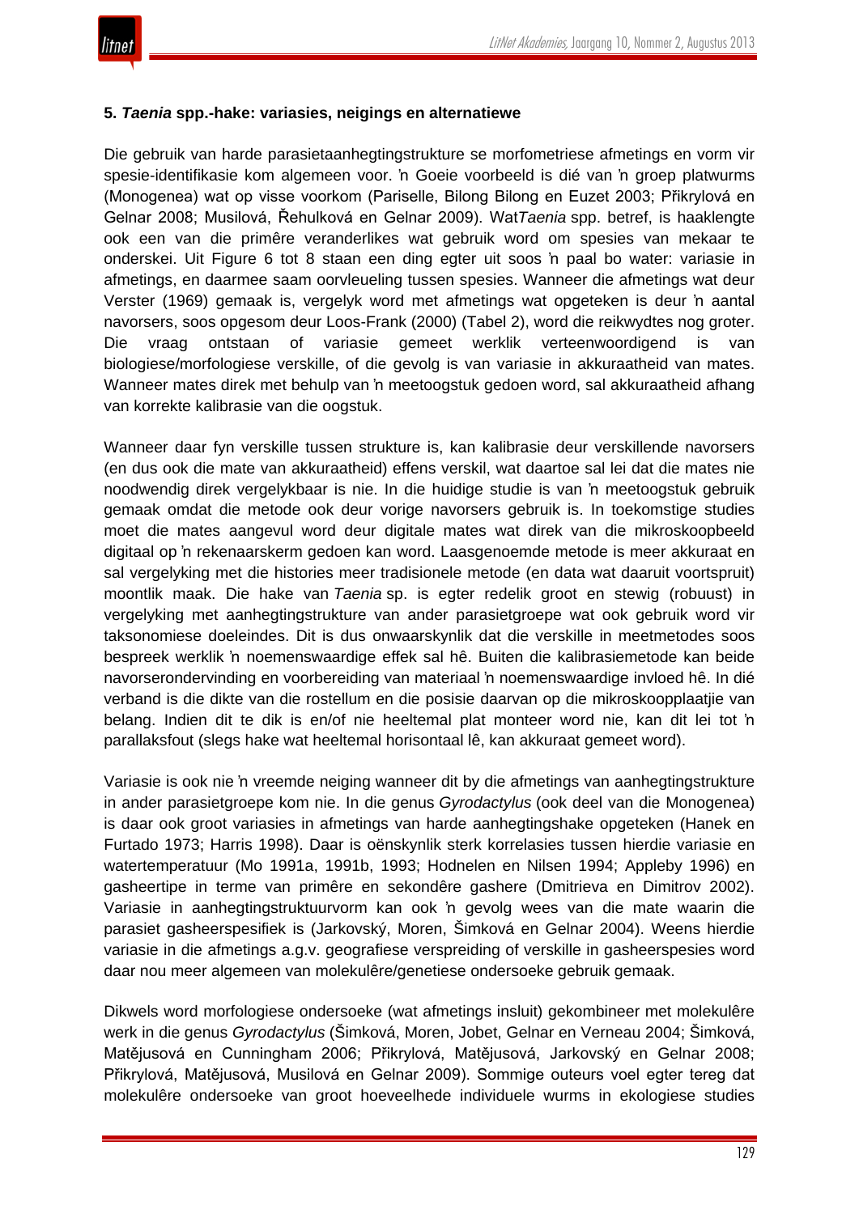### 5. *Taenia* spp.-hake: variasies, neigings en alternatiewe

Die gebruik van harde parasietaanhegtingstrukture se morfometriese afmetings en vorm vir spesie-identifikasie kom algemeen voor. ŉ Goeie voorbeeld is dié van ŉ groep platwurms (Monogenea) wat op visse voorkom (Pariselle, Bilong Bilong en Euzet 2003; Přikrylová en Gelnar 2008; Musilová, Řehulková en Gelnar 2009). Wat *Taenia* spp. betref, is haaklengte ook een van die primêre veranderlikes wat gebruik word om spesies van mekaar te onderskei. Uit Figure 6 tot 8 staan een ding egter uit soos ŉ paal bo water: variasie in afmetings, en daarmee saam oorvleueling tussen spesies. Wanneer die afmetings wat deur Verster (1969) gemaak is, vergelyk word met afmetings wat opgeteken is deur ŉ aantal navorsers, soos opgesom deur Loos-Frank (2000) (Tabel 2), word die reikwydtes nog groter. Die vraag ontstaan of variasie gemeet werklik verteenwoordigend is van biologiese/morfologiese verskille, of die gevolg is van variasie in akkuraatheid van mates. Wanneer mates direk met behulp van ŉ meetoogstuk gedoen word, sal akkuraatheid afhang van korrekte kalibrasie van die oogstuk.

Wanneer daar fyn verskille tussen strukture is, kan kalibrasie deur verskillende navorsers (en dus ook die mate van akkuraatheid) effens verskil, wat daartoe sal lei dat die mates nie noodwendig direk vergelykbaar is nie. In die huidige studie is van ŉ meetoogstuk gebruik gemaak omdat die metode ook deur vorige navorsers gebruik is. In toekomstige studies moet die mates aangevul word deur digitale mates wat direk van die mikroskoopbeeld digitaal op ŉ rekenaarskerm gedoen kan word. Laasgenoemde metode is meer akkuraat en sal vergelyking met die histories meer tradisionele metode (en data wat daaruit voortspruit) moontlik maak. Die hake van *Taenia* sp. is egter redelik groot en stewig (robuust) in vergelyking met aanhegtingstrukture van ander parasietgroepe wat ook gebruik word vir taksonomiese doeleindes. Dit is dus onwaarskynlik dat die verskille in meetmetodes soos bespreek werklik ŉ noemenswaardige effek sal hê. Buiten die kalibrasiemetode kan beide navorserondervinding en voorbereiding van materiaal ŉ noemenswaardige invloed hê. In dié verband is die dikte van die rostellum en die posisie daarvan op die mikroskoopplaatjie van belang. Indien dit te dik is en/of nie heeltemal plat monteer word nie, kan dit lei tot ŉ parallaksfout (slegs hake wat heeltemal horisontaal lê, kan akkuraat gemeet word).

Variasie is ook nie ŉ vreemde neiging wanneer dit by die afmetings van aanhegtingstrukture in ander parasietgroepe kom nie. In die genus *Gyrodactylus* (ook deel van die Monogenea) is daar ook groot variasies in afmetings van harde aanhegtingshake opgeteken (Hanek en Furtado 1973; Harris 1998). Daar is oënskynlik sterk korrelasies tussen hierdie variasie en watertemperatuur (Mo 1991a, 1991b, 1993; Hodnelen en Nilsen 1994; Appleby 1996) en gasheertipe in terme van primêre en sekondêre gashere (Dmitrieva en Dimitrov 2002). Variasie in aanhegtingstruktuurvorm kan ook ŉ gevolg wees van die mate waarin die parasiet gasheerspesifiek is (Jarkovský, Moren, Šimková en Gelnar 2004). Weens hierdie variasie in die afmetings a.g.v. geografiese verspreiding of verskille in gasheerspesies word daar nou meer algemeen van molekulêre/genetiese ondersoeke gebruik gemaak.

Dikwels word morfologiese ondersoeke (wat afmetings insluit) gekombineer met molekulêre werk in die genus *Gyrodactylus* (Šimková, Moren, Jobet, Gelnar en Verneau 2004; Šimková, Matějusová en Cunningham 2006; Přikrylová, Matějusová, Jarkovský en Gelnar 2008; Přikrylová, Matějusová, Musilová en Gelnar 2009). Sommige outeurs voel egter tereg dat molekulêre ondersoeke van groot hoeveelhede individuele wurms in ekologiese studies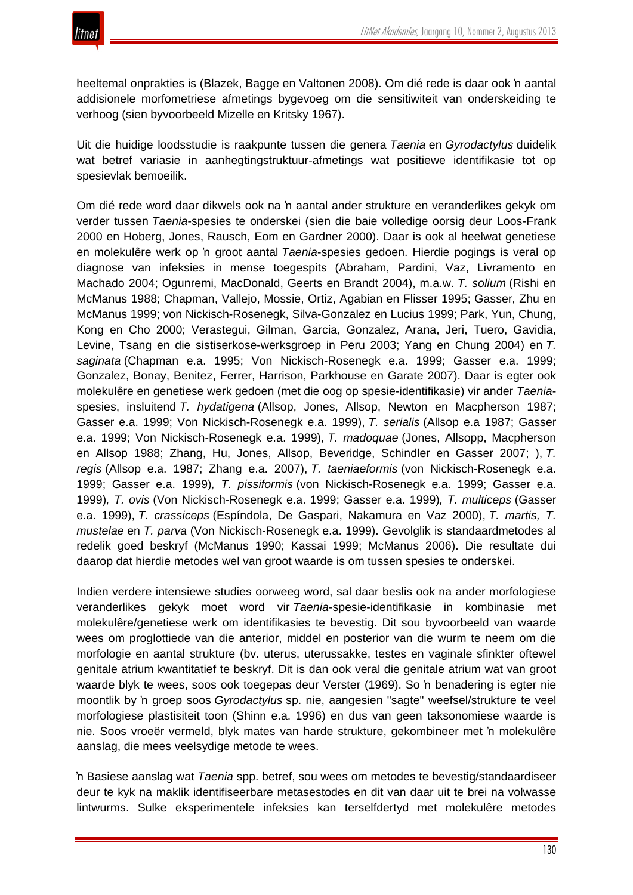heeltemal onprakties is (Blazek, Bagge en Valtonen 2008). Om dié rede is daar ook ŉ aantal addisionele morfometriese afmetings bygevoeg om die sensitiwiteit van onderskeiding te verhoog (sien byvoorbeeld Mizelle en Kritsky 1967).

Uit die huidige loodsstudie is raakpunte tussen die genera *Taenia* en *Gyrodactylus* duidelik wat betref variasie in aanhegtingstruktuur-afmetings wat positiewe identifikasie tot op spesievlak bemoeilik.

Om dié rede word daar dikwels ook na ŉ aantal ander strukture en veranderlikes gekyk om verder tussen *Taenia*-spesies te onderskei (sien die baie volledige oorsig deur Loos-Frank 2000 en Hoberg, Jones, Rausch, Eom en Gardner 2000). Daar is ook al heelwat genetiese en molekulêre werk op ŉ groot aantal *Taenia*-spesies gedoen. Hierdie pogings is veral op diagnose van infeksies in mense toegespits (Abraham, Pardini, Vaz, Livramento en Machado 2004; Ogunremi, MacDonald, Geerts en Brandt 2004), m.a.w. *T. solium* (Rishi en McManus 1988; Chapman, Vallejo, Mossie, Ortiz, Agabian en Flisser 1995; Gasser, Zhu en McManus 1999; von Nickisch-Rosenegk, Silva-Gonzalez en Lucius 1999; Park, Yun, Chung, Kong en Cho 2000; Verastegui, Gilman, Garcia, Gonzalez, Arana, Jeri, Tuero, Gavidia, Levine, Tsang en die sistiserkose-werksgroep in Peru 2003; Yang en Chung 2004) en *T. saginata* (Chapman e.a. 1995; Von Nickisch-Rosenegk e.a. 1999; Gasser e.a. 1999; Gonzalez, Bonay, Benitez, Ferrer, Harrison, Parkhouse en Garate 2007). Daar is egter ook molekulêre en genetiese werk gedoen (met die oog op spesie-identifikasie) vir ander *Taenia*-spesies, insluitend *T. hydatigena* (Allsop, Jones, Allsop, Newton en Macpherson 1987; Gasser e.a. 1999; Von Nickisch-Rosenegk e.a. 1999), *T. serialis* (Allsop e.a 1987; Gasser e.a. 1999; Von Nickisch-Rosenegk e.a. 1999), *T. madoquae* (Jones, Allsopp, Macpherson en Allsop 1988; Zhang, Hu, Jones, Allsop, Beveridge, Schindler en Gasser 2007; ), *T. regis* (Allsop e.a. 1987; Zhang e.a. 2007), *T. taeniaeformis* (von Nickisch-Rosenegk e.a. 1999; Gasser e.a. 1999)*, T. pissiformis* (von Nickisch-Rosenegk e.a. 1999; Gasser e.a. 1999)*, T. ovis* (Von Nickisch-Rosenegk e.a. 1999; Gasser e.a. 1999)*, T. multiceps* (Gasser e.a. 1999), *T. crassiceps* (Espíndola, De Gaspari, Nakamura en Vaz 2000), *T. martis, T. mustelae* en *T. parva* (Von Nickisch-Rosenegk e.a. 1999). Gevolglik is standaardmetodes al redelik goed beskryf (McManus 1990; Kassai 1999; McManus 2006). Die resultate dui daarop dat hierdie metodes wel van groot waarde is om tussen spesies te onderskei.

Indien verdere intensiewe studies oorweeg word, sal daar beslis ook na ander morfologiese veranderlikes gekyk moet word vir *Taenia*-spesie-identifikasie in kombinasie met molekulêre/genetiese werk om identifikasies te bevestig. Dit sou byvoorbeeld van waarde wees om proglottiede van die anterior, middel en posterior van die wurm te neem om die morfologie en aantal strukture (bv. uterus, uterussakke, testes en vaginale sfinkter oftewel genitale atrium kwantitatief te beskryf. Dit is dan ook veral die genitale atrium wat van groot waarde blyk te wees, soos ook toegepas deur Verster (1969). So ŉ benadering is egter nie moontlik by ŉ groep soos *Gyrodactylus* sp. nie, aangesien "sagte" weefsel/strukture te veel morfologiese plastisiteit toon (Shinn e.a. 1996) en dus van geen taksonomiese waarde is nie. Soos vroeër vermeld, blyk mates van harde strukture, gekombineer met ŉ molekulêre aanslag, die mees veelsydige metode te wees.

ŉ Basiese aanslag wat *Taenia* spp. betref, sou wees om metodes te bevestig/standaardiseer deur te kyk na maklik identifiseerbare metasestodes en dit van daar uit te brei na volwasse lintwurms. Sulke eksperimentele infeksies kan terselfdertyd met molekulêre metodes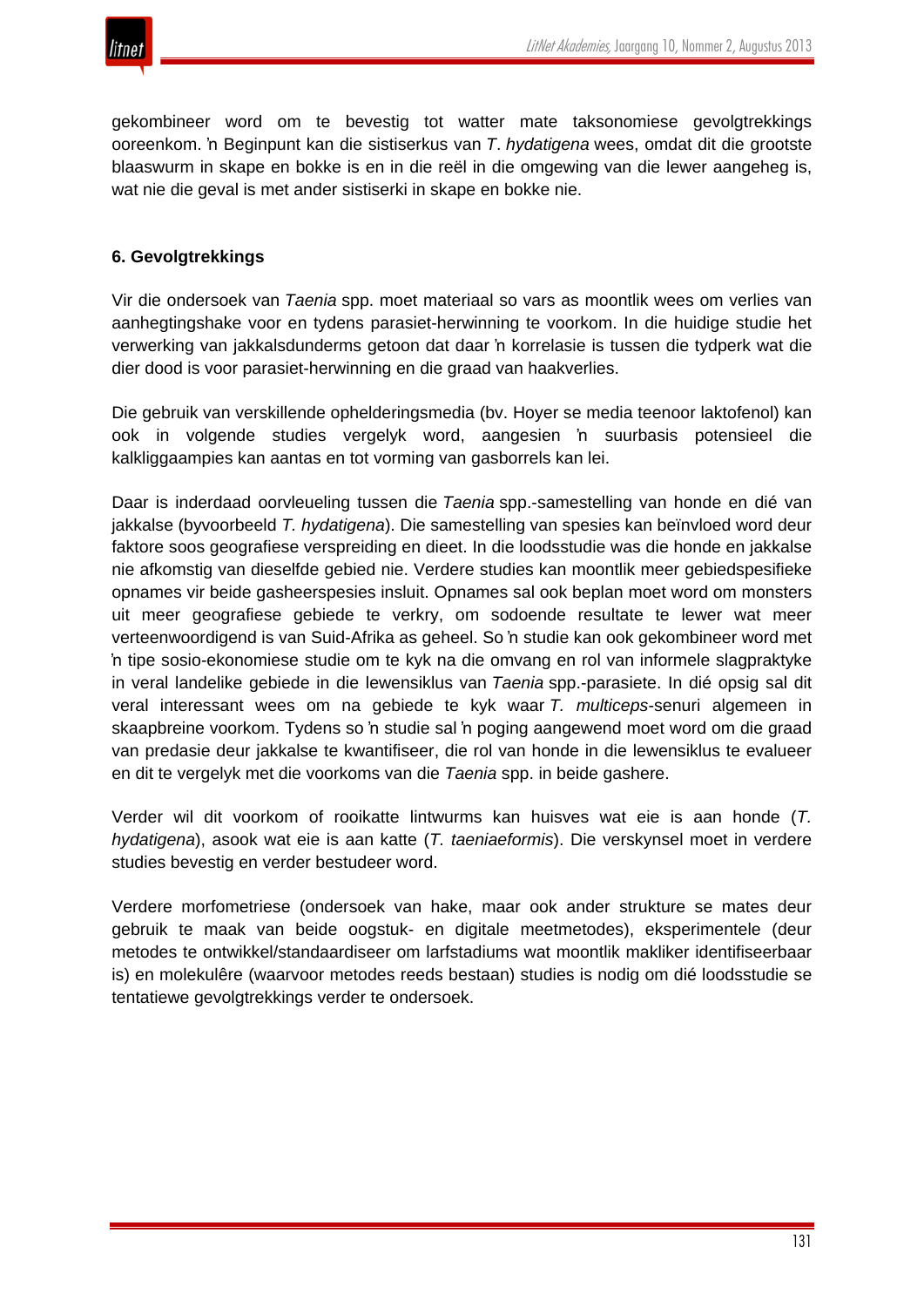gekombineer word om te bevestig tot watter mate taksonomiese gevolgtrekkings ooreenkom. ŉ Beginpunt kan die sistiserkus van *T*. *hydatigena* wees, omdat dit die grootste blaaswurm in skape en bokke is en in die reël in die omgewing van die lewer aangeheg is, wat nie die geval is met ander sistiserki in skape en bokke nie.

### 6. Gevolgtrekkings

Vir die ondersoek van *Taenia* spp. moet materiaal so vars as moontlik wees om verlies van aanhegtingshake voor en tydens parasiet-herwinning te voorkom. In die huidige studie het verwerking van jakkalsdunderms getoon dat daar ŉ korrelasie is tussen die tydperk wat die dier dood is voor parasiet-herwinning en die graad van haakverlies.

Die gebruik van verskillende opehelderingsmedia (bv. Hoyer se media teenoor laktofenol) kan ook in volgende studies vergelyk word, aangesien ŉ suurbasis potensieel die kalkliggaampies kan aantas en tot vorming van gasborrels kan lei.

Daar is inderdaad oorvleueling tussen die *Taenia* spp.-samestelling van honde en dié van jakkalse (byvoorbeeld *T. hydatigena*). Die samestelling van spesies kan beïnvloed word deur faktore soos geografiese verspreiding en dieet. In die loodsstudie was die honde en jakkalse nie afkomstig van dieselfde gebied nie. Verdere studies kan moontlik meer gebiedspesifieke opnames vir beide gasheerspesies insluit. Opnames sal ook beplan moet word om monsters uit meer geografiese gebiede te verkry, om sodoende resultate te lewer wat meer verteenwoordigend is van Suid-Afrika as geheel. So ŉ studie kan ook gekombineer word met ŉ tipe sosio-ekonomiese studie om te kyk na die omvang en rol van informele slagpraktyke in veral landelike gebiede in die lewensiklus van *Taenia* spp.-parasiete. In dié opsig sal dit veral interessant wees om na gebiede te kyk waar *T. multiceps*-senuri algemeen in skaapbreine voorkom. Tydens so ŉ studie sal ŉ poging aangewend moet word om die graad van predasie deur jakkalse te kwantifiseer, die rol van honde in die lewensiklus te evalueer en dit te vergelyk met die voorkoms van die *Taenia* spp. in beide gashere.

Verder wil dit voorkom of rooikatte lintwurms kan huisves wat eie is aan honde (*T. hydatigena*), asook wat eie is aan katte (*T. taeniaeformis*). Die verskynsel moet in verdere studies bevestig en verder bestudeer word.

Verdere morfometriese (ondersoek van hake, maar ook ander strukture se mates deur gebruik te maak van beide oogstuk- en digitale meetmetodes), eksperimentele (deur metodes te ontwikkel/standaardiseer om larfstadiums wat moontlik makliker identifiseerbaar is) en molekulêre (waarvoor metodes reeds bestaan) studies is nodig om dié loodsstudie se tentatiewe gevolgtrekkings verder te ondersoek.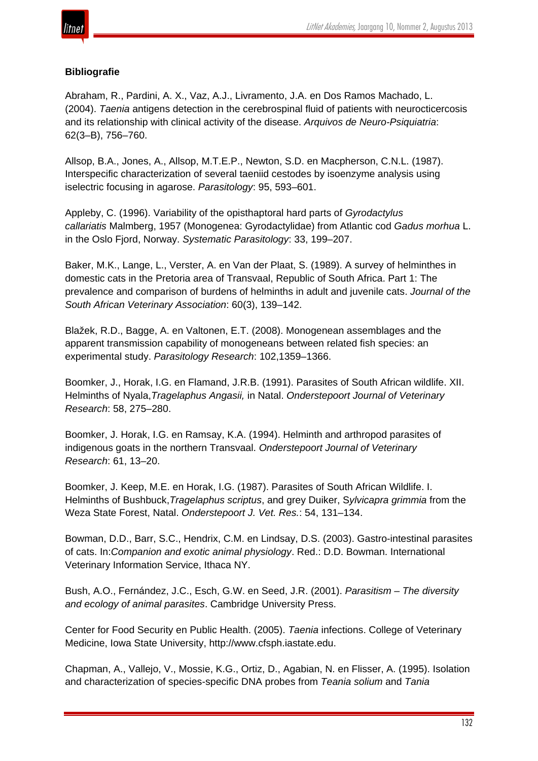**Bibliografie**

Abraham, R., Pardini, A. X., Vaz, A.J., Livramento, J.A. en Dos Ramos Machado, L. (2004). *Taenia* antigens detection in the cerebrospinal fluid of patients with neuroctic­ercosis and its relationship with clinical activity of the disease. *Arquivos de Neuro-Psiquiatria*: 62(3–B), 756–760.

Allsop, B.A., Jones, A., Allsop, M.T.E.P., Newton, S.D. en Macpherson, C.N.L. (1987). Interspecific characterization of several taeniid cestodes by isoenzyme analysis using iselectric focusing in agarose. *Parasitology*: 95, 593–601.

Appleby, C. (1996). Variability of the opisthaptoral hard parts of *Gyrodactylus callariatis* Malmberg, 1957 (Monogenea: Gyrodactylidae) from Atlantic cod *Gadus morhua* L. in the Oslo Fjord, Norway. *Systematic Parasitology*: 33, 199–207.

Baker, M.K., Lange, L., Verster, A. en Van der Plaat, S. (1989). A survey of helminthes in domestic cats in the Pretoria area of Transvaal, Republic of South Africa. Part 1: The prevalence and comparison of burdens of helminths in adult and juvenile cats. *Journal of the South African Veterinary Association*: 60(3), 139–142.

Blažek, R.D., Bagge, A. en Valtonen, E.T. (2008). Monogenean assemblages and the apparent transmission capability of monogeneans between related fish species: an experimental study. *Parasitology Research*: 102,1359–1366.

Boomker, J., Horak, I.G. en Flamand, J.R.B. (1991). Parasites of South African wildlife. XII. Helminths of Nyala,*Tragelaphus Angasii,* in Natal. *Onderstepoort Journal of Veterinary Research*: 58, 275–280.

Boomker, J. Horak, I.G. en Ramsay, K.A. (1994). Helminth and arthropod parasites of indigenous goats in the northern Transvaal. *Onderstepoort Journal of Veterinary Research*: 61, 13–20.

Boomker, J. Keep, M.E. en Horak, I.G. (1987). Parasites of South African Wildlife. I. Helminths of Bushbuck,*Tragelaphus scriptus*, and grey Duiker, S*ylvicapra grimmia* from the Weza State Forest, Natal. *Onderstepoort J. Vet. Res.*: 54, 131–134.

Bowman, D.D., Barr, S.C., Hendrix, C.M. en Lindsay, D.S. (2003). Gastro-intestinal parasites of cats. In:*Companion and exotic animal physiology*. Red.: D.D. Bowman. International Veterinary Information Service, Ithaca NY.

Bush, A.O., Fernández, J.C., Esch, G.W. en Seed, J.R. (2001). *Parasitism – The diversity and ecology of animal parasites*. Cambridge University Press.

Center for Food Security en Public Health. (2005). *Taenia* infections. College of Veterinary Medicine, Iowa State University, http://www.cfsph.iastate.edu.

Chapman, A., Vallejo, V., Mossie, K.G., Ortiz, D., Agabian, N. en Flisser, A. (1995). Isolation and characterization of species-specific DNA probes from *Teania solium* and *Tania*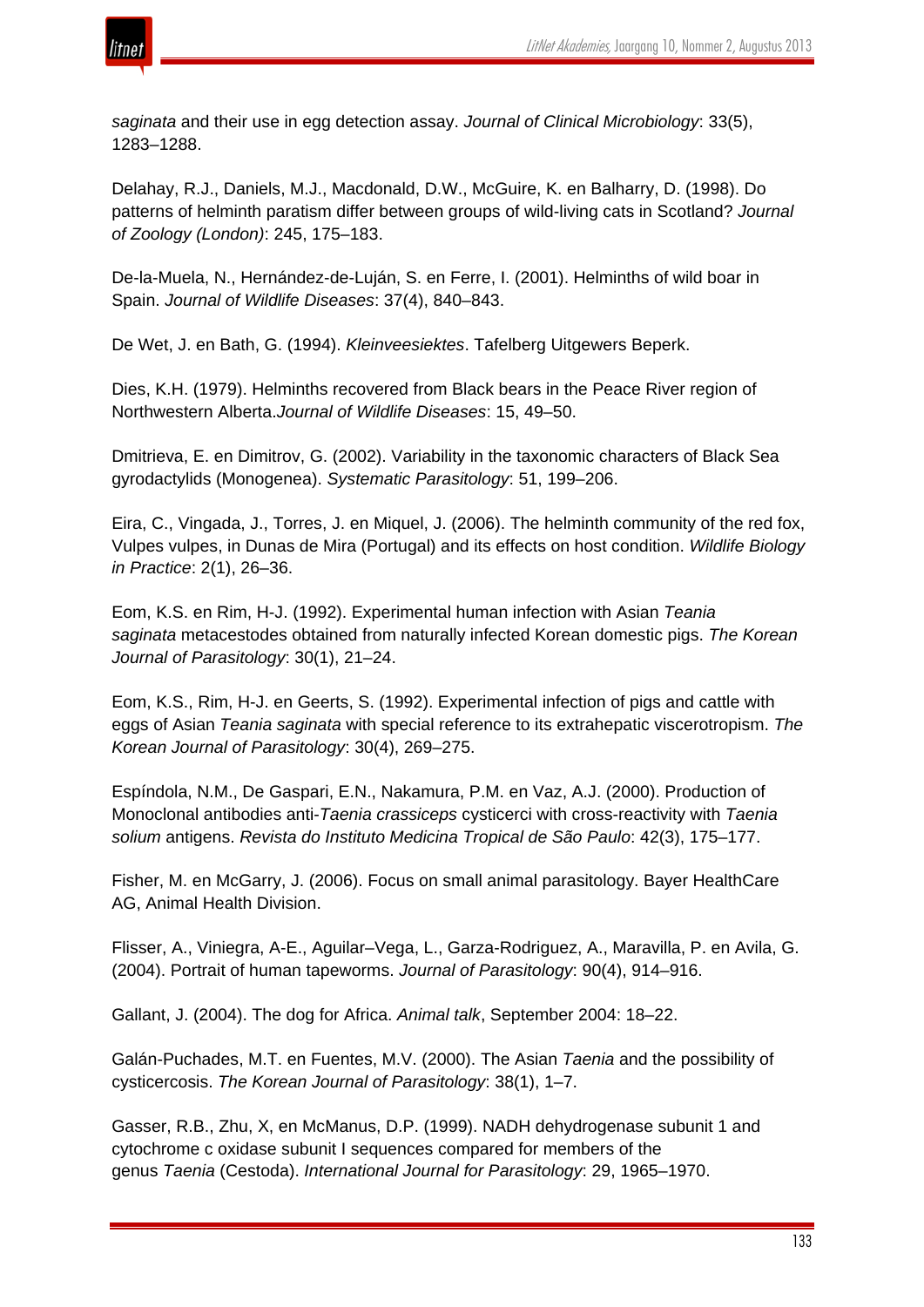*saginata* and their use in egg detection assay. *Journal of Clinical Microbiology*: 33(5), 1283–1288.

Delahay, R.J., Daniels, M.J., Macdonald, D.W., McGuire, K. en Balharry, D. (1998). Do patterns of helminth paratism differ between groups of wild-living cats in Scotland? *Journal of Zoology (London)*: 245, 175–183.

De-la-Muela, N., Hernández-de-Luján, S. en Ferre, I. (2001). Helminths of wild boar in Spain. *Journal of Wildlife Diseases*: 37(4), 840–843.

De Wet, J. en Bath, G. (1994). *Kleinveesiektes*. Tafelberg Uitgewers Beperk.

Dies, K.H. (1979). Helminths recovered from Black bears in the Peace River region of Northwestern Alberta.*Journal of Wildlife Diseases*: 15, 49–50.

Dmitrieva, E. en Dimitrov, G. (2002). Variability in the taxonomic characters of Black Sea gyrodactylids (Monogenea). *Systematic Parasitology*: 51, 199–206.

Eira, C., Vingada, J., Torres, J. en Miquel, J. (2006). The helminth community of the red fox, Vulpes vulpes, in Dunas de Mira (Portugal) and its effects on host condition. *Wildlife Biology in Practice*: 2(1), 26–36.

Eom, K.S. en Rim, H-J. (1992). Experimental human infection with Asian *Teania saginata* metacestodes obtained from naturally infected Korean domestic pigs. *The Korean Journal of Parasitology*: 30(1), 21–24.

Eom, K.S., Rim, H-J. en Geerts, S. (1992). Experimental infection of pigs and cattle with eggs of Asian *Teania saginata* with special reference to its extrahepatic viscerotropism. *The Korean Journal of Parasitology*: 30(4), 269–275.

Espíndola, N.M., De Gaspari, E.N., Nakamura, P.M. en Vaz, A.J. (2000). Production of Monoclonal antibodies anti-*Taenia crassiceps* cysticerci with cross-reactivity with *Taenia solium* antigens. *Revista do Instituto Medicina Tropical de São Paulo*: 42(3), 175–177.

Fisher, M. en McGarry, J. (2006). Focus on small animal parasitology. Bayer HealthCare AG, Animal Health Division.

Flisser, A., Viniegra, A-E., Aguilar–Vega, L., Garza-Rodriguez, A., Maravilla, P. en Avila, G. (2004). Portrait of human tapeworms. *Journal of Parasitology*: 90(4), 914–916.

Gallant, J. (2004). The dog for Africa. *Animal talk*, September 2004: 18–22.

Galán-Puchades, M.T. en Fuentes, M.V. (2000). The Asian *Taenia* and the possibility of cysticercosis. *The Korean Journal of Parasitology*: 38(1), 1–7.

Gasser, R.B., Zhu, X, en McManus, D.P. (1999). NADH dehydrogenase subunit 1 and cytochrome c oxidase subunit I sequences compared for members of the genus *Taenia* (Cestoda). *International Journal for Parasitology*: 29, 1965–1970.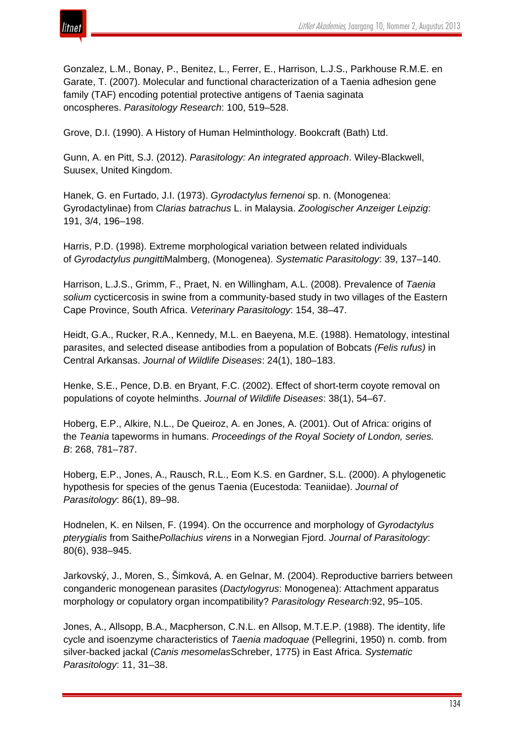Gonzalez, L.M., Bonay, P., Benitez, L., Ferrer, E., Harrison, L.J.S., Parkhouse R.M.E. en Garate, T. (2007). Molecular and functional characterization of a Taenia adhesion gene family (TAF) encoding potential protective antigens of Taenia saginata oncospheres. *Parasitology Research*: 100, 519–528.

Grove, D.I. (1990). A History of Human Helminthology. Bookcraft (Bath) Ltd.

Gunn, A. en Pitt, S.J. (2012). *Parasitology: An integrated approach*. Wiley-Blackwell, Suusex, United Kingdom.

Hanek, G. en Furtado, J.I. (1973). *Gyrodactylus fernenoi* sp. n. (Monogenea: Gyrodactylinae) from *Clarias batrachus* L. in Malaysia. *Zoologischer Anzeiger Leipzig*: 191, 3/4, 196–198.

Harris, P.D. (1998). Extreme morphological variation between related individuals of *Gyrodactylus pungitti*Malmberg, (Monogenea). *Systematic Parasitology*: 39, 137–140.

Harrison, L.J.S., Grimm, F., Praet, N. en Willingham, A.L. (2008). Prevalence of *Taenia solium* cycticercosis in swine from a community-based study in two villages of the Eastern Cape Province, South Africa. *Veterinary Parasitology*: 154, 38–47.

Heidt, G.A., Rucker, R.A., Kennedy, M.L. en Baeyena, M.E. (1988). Hematology, intestinal parasites, and selected disease antibodies from a population of Bobcats *(Felis rufus)* in Central Arkansas. *Journal of Wildlife Diseases*: 24(1), 180–183.

Henke, S.E., Pence, D.B. en Bryant, F.C. (2002). Effect of short-term coyote removal on populations of coyote helminths. *Journal of Wildlife Diseases*: 38(1), 54–67.

Hoberg, E.P., Alkire, N.L., De Queiroz, A. en Jones, A. (2001). Out of Africa: origins of the *Teania* tapeworms in humans. *Proceedings of the Royal Society of London, series. B*: 268, 781–787.

Hoberg, E.P., Jones, A., Rausch, R.L., Eom K.S. en Gardner, S.L. (2000). A phylogenetic hypothesis for species of the genus Taenia (Eucestoda: Teaniidae). *Journal of Parasitology*: 86(1), 89–98.

Hodnelen, K. en Nilsen, F. (1994). On the occurrence and morphology of *Gyrodactylus pterygialis* from Saithe*Pollachius virens* in a Norwegian Fjord. *Journal of Parasitology*: 80(6), 938–945.

Jarkovský, J., Moren, S., Šimková, A. en Gelnar, M. (2004). Reproductive barriers between conganderic monogenean parasites (*Dactylogyrus*: Monogenea): Attachment apparatus morphology or copulatory organ incompatibility? *Parasitology Research*:92, 95–105.

Jones, A., Allsopp, B.A., Macpherson, C.N.L. en Allsop, M.T.E.P. (1988). The identity, life cycle and isoenzyme characteristics of *Taenia madoquae* (Pellegrini, 1950) n. comb. from silver-backed jackal (*Canis mesomelas*Schreber, 1775) in East Africa. *Systematic Parasitology*: 11, 31–38.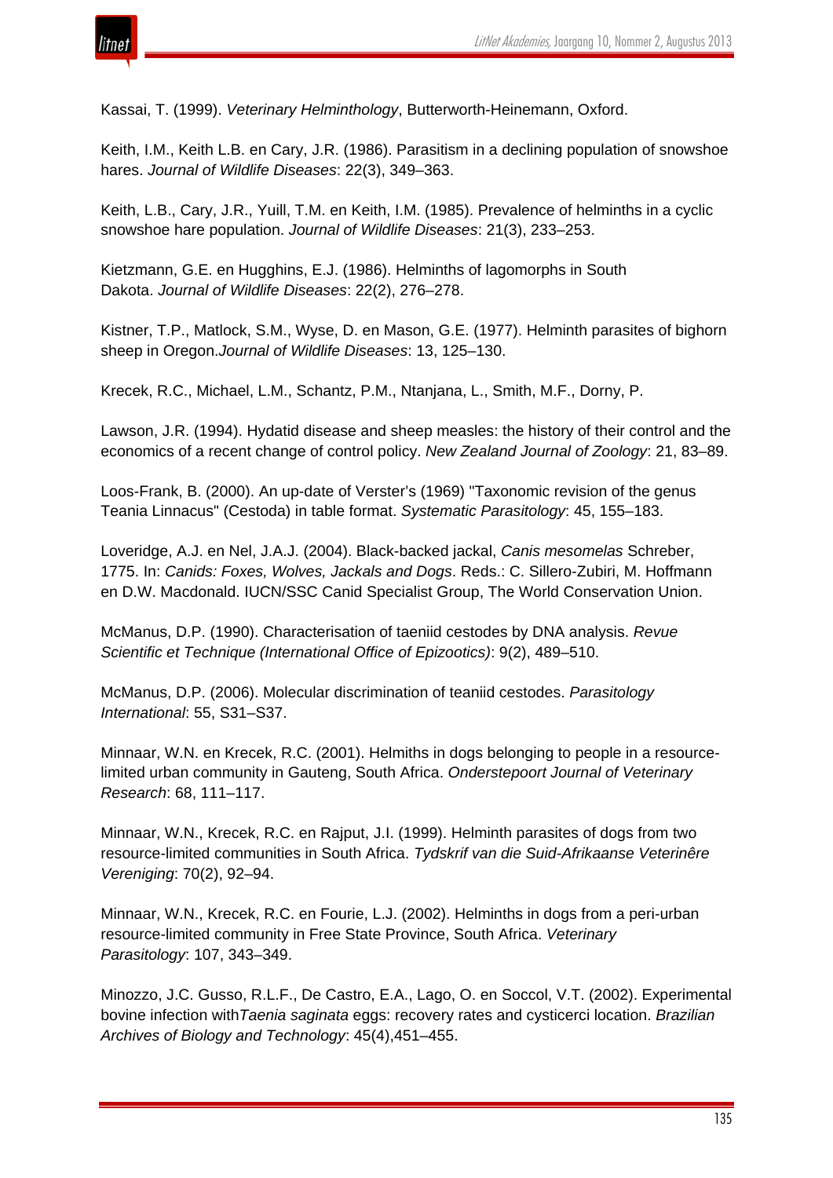Kassai, T. (1999). *Veterinary Helminthology*, Butterworth-Heinemann, Oxford.

Keith, I.M., Keith L.B. en Cary, J.R. (1986). Parasitism in a declining population of snowshoe hares. *Journal of Wildlife Diseases*: 22(3), 349–363.

Keith, L.B., Cary, J.R., Yuill, T.M. en Keith, I.M. (1985). Prevalence of helminths in a cyclic snowshoe hare population. *Journal of Wildlife Diseases*: 21(3), 233–253.

Kietzmann, G.E. en Hugghins, E.J. (1986). Helminths of lagomorphs in South Dakota. *Journal of Wildlife Diseases*: 22(2), 276–278.

Kistner, T.P., Matlock, S.M., Wyse, D. en Mason, G.E. (1977). Helminth parasites of bighorn sheep in Oregon.*Journal of Wildlife Diseases*: 13, 125–130.

Krecek, R.C., Michael, L.M., Schantz, P.M., Ntanjana, L., Smith, M.F., Dorny, P.

Lawson, J.R. (1994). Hydatid disease and sheep measles: the history of their control and the economics of a recent change of control policy. *New Zealand Journal of Zoology*: 21, 83–89.

Loos-Frank, B. (2000). An up-date of Verster's (1969) "Taxonomic revision of the genus Teania Linnacus" (Cestoda) in table format. *Systematic Parasitology*: 45, 155–183.

Loveridge, A.J. en Nel, J.A.J. (2004). Black-backed jackal, *Canis mesomelas* Schreber, 1775. In: *Canids: Foxes, Wolves, Jackals and Dogs*. Reds.: C. Sillero-Zubiri, M. Hoffmann en D.W. Macdonald. IUCN/SSC Canid Specialist Group, The World Conservation Union.

McManus, D.P. (1990). Characterisation of taeniid cestodes by DNA analysis. *Revue Scientific et Technique (International Office of Epizootics)*: 9(2), 489–510.

McManus, D.P. (2006). Molecular discrimination of teaniid cestodes. *Parasitology International*: 55, S31–S37.

Minnaar, W.N. en Krecek, R.C. (2001). Helmiths in dogs belonging to people in a resource-limited urban community in Gauteng, South Africa. *Onderstepoort Journal of Veterinary Research*: 68, 111–117.

Minnaar, W.N., Krecek, R.C. en Rajput, J.I. (1999). Helminth parasites of dogs from two resource-limited communities in South Africa. *Tydskrif van die Suid-Afrikaanse Veterinêre Vereniging*: 70(2), 92–94.

Minnaar, W.N., Krecek, R.C. en Fourie, L.J. (2002). Helminths in dogs from a peri-urban resource-limited community in Free State Province, South Africa. *Veterinary Parasitology*: 107, 343–349.

Minozzo, J.C. Gusso, R.L.F., De Castro, E.A., Lago, O. en Soccol, V.T. (2002). Experimental bovine infection with*Taenia saginata* eggs: recovery rates and cysticerci location. *Brazilian Archives of Biology and Technology*: 45(4),451–455.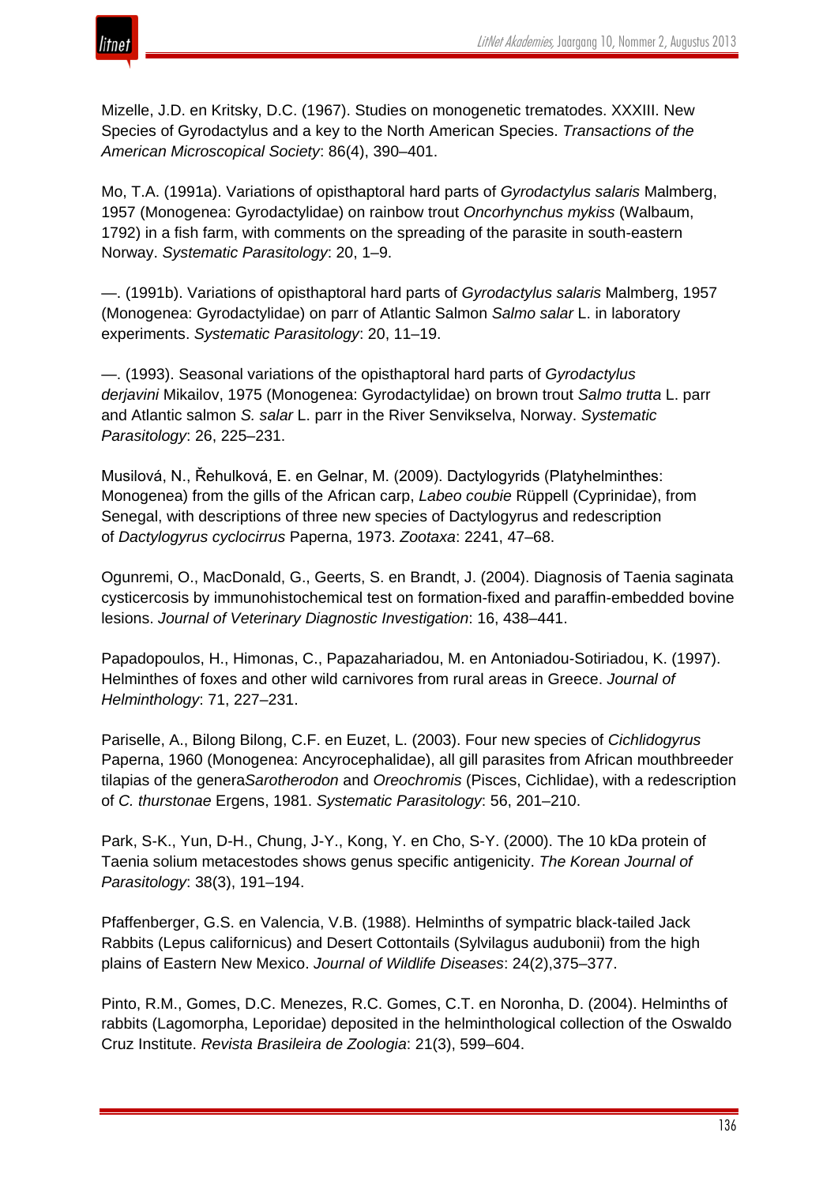Mizelle, J.D. en Kritsky, D.C. (1967). Studies on monogenetic trematodes. XXXIII. New Species of Gyrodactylus and a key to the North American Species. *Transactions of the American Microscopical Society*: 86(4), 390–401.

Mo, T.A. (1991a). Variations of opisthaptoral hard parts of *Gyrodactylus salaris* Malmberg, 1957 (Monogenea: Gyrodactylidae) on rainbow trout *Oncorhynchus mykiss* (Walbaum, 1792) in a fish farm, with comments on the spreading of the parasite in south-eastern Norway. *Systematic Parasitology*: 20, 1–9.

—. (1991b). Variations of opisthaptoral hard parts of *Gyrodactylus salaris* Malmberg, 1957 (Monogenea: Gyrodactylidae) on parr of Atlantic Salmon *Salmo salar* L. in laboratory experiments. *Systematic Parasitology*: 20, 11–19.

—. (1993). Seasonal variations of the opisthaptoral hard parts of *Gyrodactylus derjavini* Mikailov, 1975 (Monogenea: Gyrodactylidae) on brown trout *Salmo trutta* L. parr and Atlantic salmon *S. salar* L. parr in the River Senvikselva, Norway. *Systematic Parasitology*: 26, 225–231.

Musilová, N., Řehulková, E. en Gelnar, M. (2009). Dactylogyrids (Platyhelminthes: Monogenea) from the gills of the African carp, *Labeo coubie* Rüppell (Cyprinidae), from Senegal, with descriptions of three new species of Dactylogyrus and redescription of *Dactylogyrus cyclocirrus* Paperna, 1973. *Zootaxa*: 2241, 47–68.

Ogunremi, O., MacDonald, G., Geerts, S. en Brandt, J. (2004). Diagnosis of Taenia saginata cysticercosis by immunohistochemical test on formation-fixed and paraffin-embedded bovine lesions. *Journal of Veterinary Diagnostic Investigation*: 16, 438–441.

Papadopoulos, H., Himonas, C., Papazahariadou, M. en Antoniadou-Sotiriadou, K. (1997). Helminthes of foxes and other wild carnivores from rural areas in Greece. *Journal of Helminthology*: 71, 227–231.

Pariselle, A., Bilong Bilong, C.F. en Euzet, L. (2003). Four new species of *Cichlidogyrus* Paperna, 1960 (Monogenea: Ancyrocephalidae), all gill parasites from African mouthbreeder tilapias of the genera*Sarotherodon* and *Oreochromis* (Pisces, Cichlidae), with a redescription of *C. thurstonae* Ergens, 1981. *Systematic Parasitology*: 56, 201–210.

Park, S-K., Yun, D-H., Chung, J-Y., Kong, Y. en Cho, S-Y. (2000). The 10 kDa protein of Taenia solium metacestodes shows genus specific antigenicity. *The Korean Journal of Parasitology*: 38(3), 191–194.

Pfaffenberger, G.S. en Valencia, V.B. (1988). Helminths of sympatric black-tailed Jack Rabbits (Lepus californicus) and Desert Cottontails (Sylvilagus audubonii) from the high plains of Eastern New Mexico. *Journal of Wildlife Diseases*: 24(2),375–377.

Pinto, R.M., Gomes, D.C. Menezes, R.C. Gomes, C.T. en Noronha, D. (2004). Helminths of rabbits (Lagomorpha, Leporidae) deposited in the helminthological collection of the Oswaldo Cruz Institute. *Revista Brasileira de Zoologia*: 21(3), 599–604.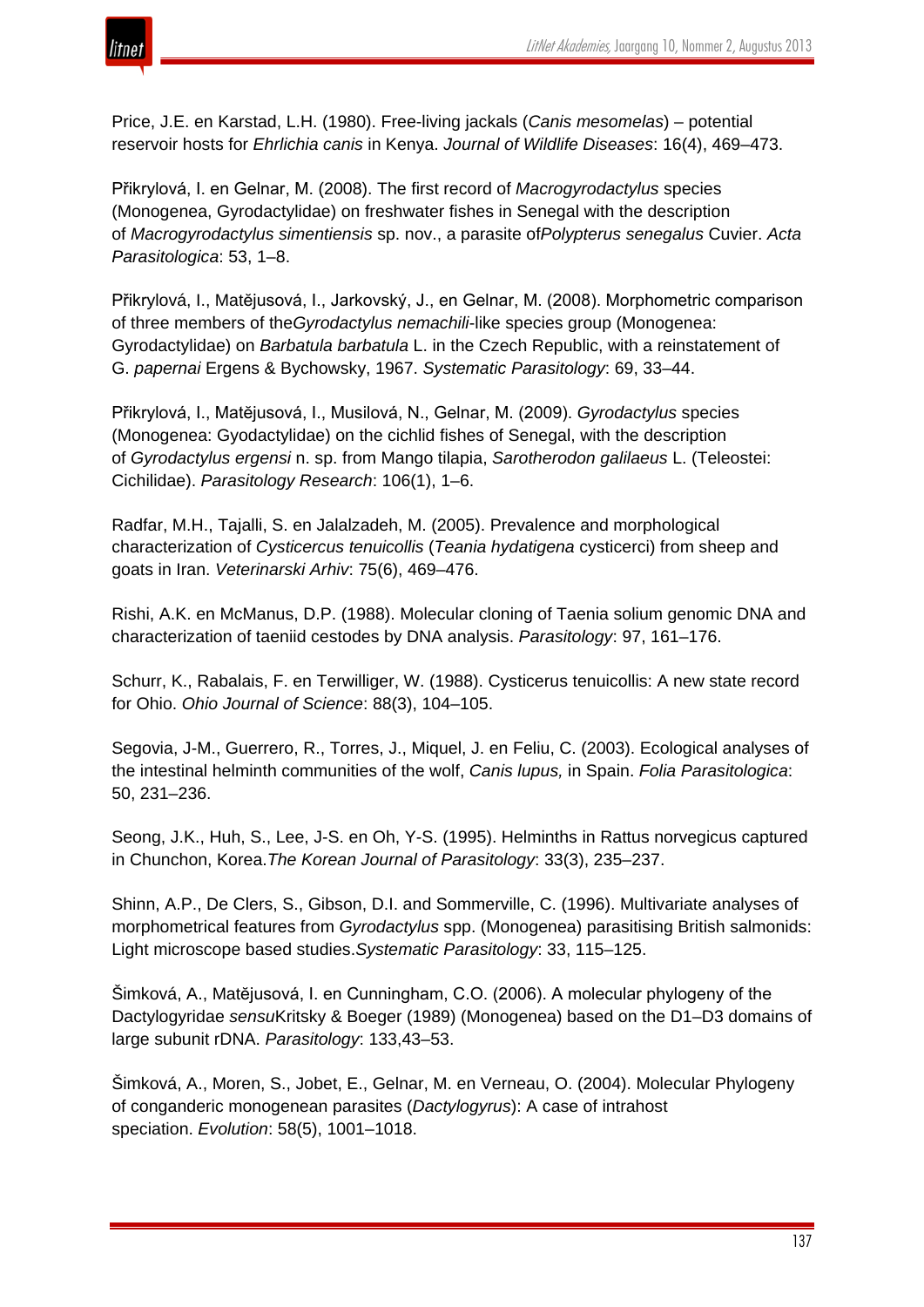Price, J.E. en Karstad, L.H. (1980). Free-living jackals (*Canis mesomelas*) – potential reservoir hosts for *Ehrlichia canis* in Kenya. *Journal of Wildlife Diseases*: 16(4), 469–473.

Přikrylová, I. en Gelnar, M. (2008). The first record of *Macrogyrodactylus* species (Monogenea, Gyrodactylidae) on freshwater fishes in Senegal with the description of *Macrogyrodactylus simentiensis* sp. nov., a parasite of*Polypterus senegalus* Cuvier. *Acta Parasitologica*: 53, 1–8.

Přikrylová, I., Matějusová, I., Jarkovský, J., en Gelnar, M. (2008). Morphometric comparison of three members of the*Gyrodactylus nemachili*-like species group (Monogenea: Gyrodactylidae) on *Barbatula barbatula* L. in the Czech Republic, with a reinstatement of G. *papernai* Ergens & Bychowsky, 1967. *Systematic Parasitology*: 69, 33–44.

Přikrylová, I., Matějusová, I., Musilová, N., Gelnar, M. (2009). *Gyrodactylus* species (Monogenea: Gyodactylidae) on the cichlid fishes of Senegal, with the description of *Gyrodactylus ergensi* n. sp. from Mango tilapia, *Sarotherodon galilaeus* L. (Teleostei: Cichilidae). *Parasitology Research*: 106(1), 1–6.

Radfar, M.H., Tajalli, S. en Jalalzadeh, M. (2005). Prevalence and morphological characterization of *Cysticercus tenuicollis* (*Teania hydatigena* cysticerci) from sheep and goats in Iran. *Veterinarski Arhiv*: 75(6), 469–476.

Rishi, A.K. en McManus, D.P. (1988). Molecular cloning of Taenia solium genomic DNA and characterization of taeniid cestodes by DNA analysis. *Parasitology*: 97, 161–176.

Schurr, K., Rabalais, F. en Terwilliger, W. (1988). Cysticerus tenuicollis: A new state record for Ohio. *Ohio Journal of Science*: 88(3), 104–105.

Segovia, J-M., Guerrero, R., Torres, J., Miquel, J. en Feliu, C. (2003). Ecological analyses of the intestinal helminth communities of the wolf, *Canis lupus,* in Spain. *Folia Parasitologica*: 50, 231–236.

Seong, J.K., Huh, S., Lee, J-S. en Oh, Y-S. (1995). Helminths in Rattus norvegicus captured in Chunchon, Korea.*The Korean Journal of Parasitology*: 33(3), 235–237.

Shinn, A.P., De Clers, S., Gibson, D.I. and Sommerville, C. (1996). Multivariate analyses of morphometrical features from *Gyrodactylus* spp. (Monogenea) parasitising British salmonids: Light microscope based studies.*Systematic Parasitology*: 33, 115–125.

Šimková, A., Matějusová, I. en Cunningham, C.O. (2006). A molecular phylogeny of the Dactylogyridae *sensu*Kritsky & Boeger (1989) (Monogenea) based on the D1–D3 domains of large subunit rDNA. *Parasitology*: 133,43–53.

Šimková, A., Moren, S., Jobet, E., Gelnar, M. en Verneau, O. (2004). Molecular Phylogeny of conganderic monogenean parasites (*Dactylogyrus*): A case of intrahost speciation. *Evolution*: 58(5), 1001–1018.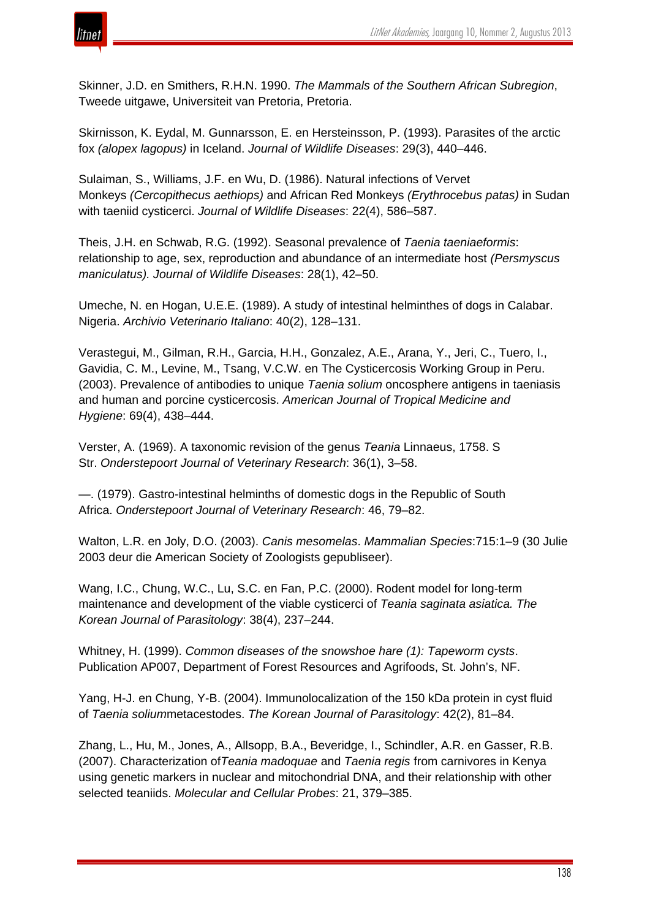Skinner, J.D. en Smithers, R.H.N. 1990. *The Mammals of the Southern African Subregion*, Tweede uitgawe, Universiteit van Pretoria, Pretoria.

Skirnisson, K. Eydal, M. Gunnarsson, E. en Hersteinsson, P. (1993). Parasites of the arctic fox *(alopex lagopus)* in Iceland. *Journal of Wildlife Diseases*: 29(3), 440–446.

Sulaiman, S., Williams, J.F. en Wu, D. (1986). Natural infections of Vervet Monkeys *(Cercopithecus aethiops)* and African Red Monkeys *(Erythrocebus patas)* in Sudan with taeniid cysticerci. *Journal of Wildlife Diseases*: 22(4), 586–587.

Theis, J.H. en Schwab, R.G. (1992). Seasonal prevalence of *Taenia taeniaeformis*: relationship to age, sex, reproduction and abundance of an intermediate host *(Persmyscus maniculatus). Journal of Wildlife Diseases*: 28(1), 42–50.

Umeche, N. en Hogan, U.E.E. (1989). A study of intestinal helminthes of dogs in Calabar. Nigeria. *Archivio Veterinario Italiano*: 40(2), 128–131.

Verastegui, M., Gilman, R.H., Garcia, H.H., Gonzalez, A.E., Arana, Y., Jeri, C., Tuero, I., Gavidia, C. M., Levine, M., Tsang, V.C.W. en The Cysticercosis Working Group in Peru. (2003). Prevalence of antibodies to unique *Taenia solium* oncosphere antigens in taeniasis and human and porcine cysticercosis. *American Journal of Tropical Medicine and Hygiene*: 69(4), 438–444.

Verster, A. (1969). A taxonomic revision of the genus *Teania* Linnaeus, 1758. S Str. *Onderstepoort Journal of Veterinary Research*: 36(1), 3–58.

—. (1979). Gastro-intestinal helminths of domestic dogs in the Republic of South Africa. *Onderstepoort Journal of Veterinary Research*: 46, 79–82.

Walton, L.R. en Joly, D.O. (2003). *Canis mesomelas*. *Mammalian Species*:715:1–9 (30 Julie 2003 deur die American Society of Zoologists gepubliseer).

Wang, I.C., Chung, W.C., Lu, S.C. en Fan, P.C. (2000). Rodent model for long-term maintenance and development of the viable cysticerci of *Teania saginata asiatica. The Korean Journal of Parasitology*: 38(4), 237–244.

Whitney, H. (1999). *Common diseases of the snowshoe hare (1): Tapeworm cysts*. Publication AP007, Department of Forest Resources and Agrifoods, St. John's, NF.

Yang, H-J. en Chung, Y-B. (2004). Immunolocalization of the 150 kDa protein in cyst fluid of *Taenia solium*metacestodes. *The Korean Journal of Parasitology*: 42(2), 81–84.

Zhang, L., Hu, M., Jones, A., Allsopp, B.A., Beveridge, I., Schindler, A.R. en Gasser, R.B. (2007). Characterization of*Teania madoquae* and *Taenia regis* from carnivores in Kenya using genetic markers in nuclear and mitochondrial DNA, and their relationship with other selected teaniids. *Molecular and Cellular Probes*: 21, 379–385.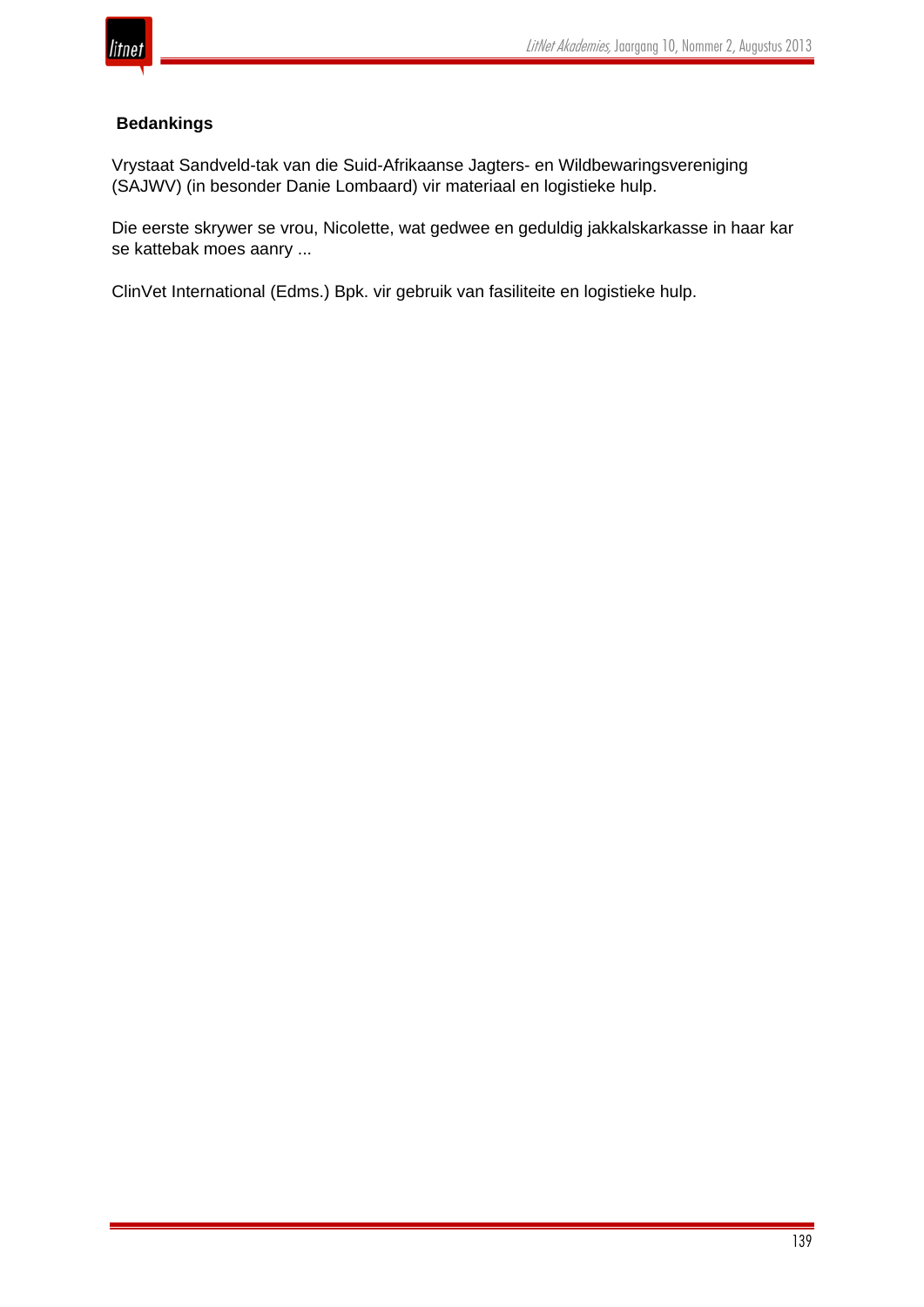## Bedankings

Vrystaat Sandveld-tak van die Suid-Afrikaanse Jagters- en Wildbewaringsvereniging (SAJWV) (in besonder Danie Lombaard) vir materiaal en logistieke hulp.

Die eerste skrywer se vrou, Nicolette, wat gedwee en geduldig jakkalskarkasse in haar kar se kattebak moes aanry ...

ClinVet International (Edms.) Bpk. vir gebruik van fasiliteite en logistieke hulp.